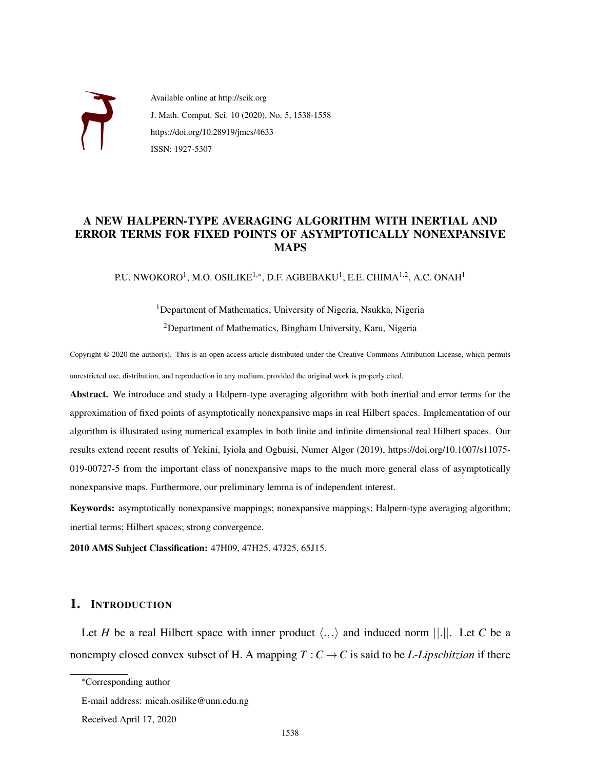Available online at http://scik.org
J. Math. Comput. Sci. 10 (2020), No. 5, 1538-1558
https://doi.org/10.28919/jmcs/4633
ISSN: 1927-5307

# A NEW HALPERN-TYPE AVERAGING ALGORITHM WITH INERTIAL AND ERROR TERMS FOR FIXED POINTS OF ASYMPTOTICALLY NONEXPANSIVE MAPS

P.U. NWOKORO[1], M.O. OSILIKE[1,*], D.F. AGBEBAKU[1], E.E. CHIMA[1,2], A.C. ONAH[1]

[1]Department of Mathematics, University of Nigeria, Nsukka, Nigeria

[2]Department of Mathematics, Bingham University, Karu, Nigeria

Copyright © 2020 the author(s). This is an open access article distributed under the Creative Commons Attribution License, which permits unrestricted use, distribution, and reproduction in any medium, provided the original work is properly cited.

**Abstract.** We introduce and study a Halpern-type averaging algorithm with both inertial and error terms for the approximation of fixed points of asymptotically nonexpansive maps in real Hilbert spaces. Implementation of our algorithm is illustrated using numerical examples in both finite and infinite dimensional real Hilbert spaces. Our results extend recent results of Yekini, Iyiola and Ogbuisi, Numer Algor (2019), https://doi.org/10.1007/s11075-019-00727-5 from the important class of nonexpansive maps to the much more general class of asymptotically nonexpansive maps. Furthermore, our preliminary lemma is of independent interest.

**Keywords:** asymptotically nonexpansive mappings; nonexpansive mappings; Halpern-type averaging algorithm; inertial terms; Hilbert spaces; strong convergence.

**2010 AMS Subject Classification:** 47H09, 47H25, 47J25, 65J15.

## 1. Introduction

Let $H$ be a real Hilbert space with inner product $\langle .,. \rangle$ and induced norm $||.||$. Let $C$ be a nonempty closed convex subset of H. A mapping $T : C \to C$ is said to be *L-Lipschitzian* if there

---

*Corresponding author

E-mail address: micah.osilike@unn.edu.ng

Received April 17, 2020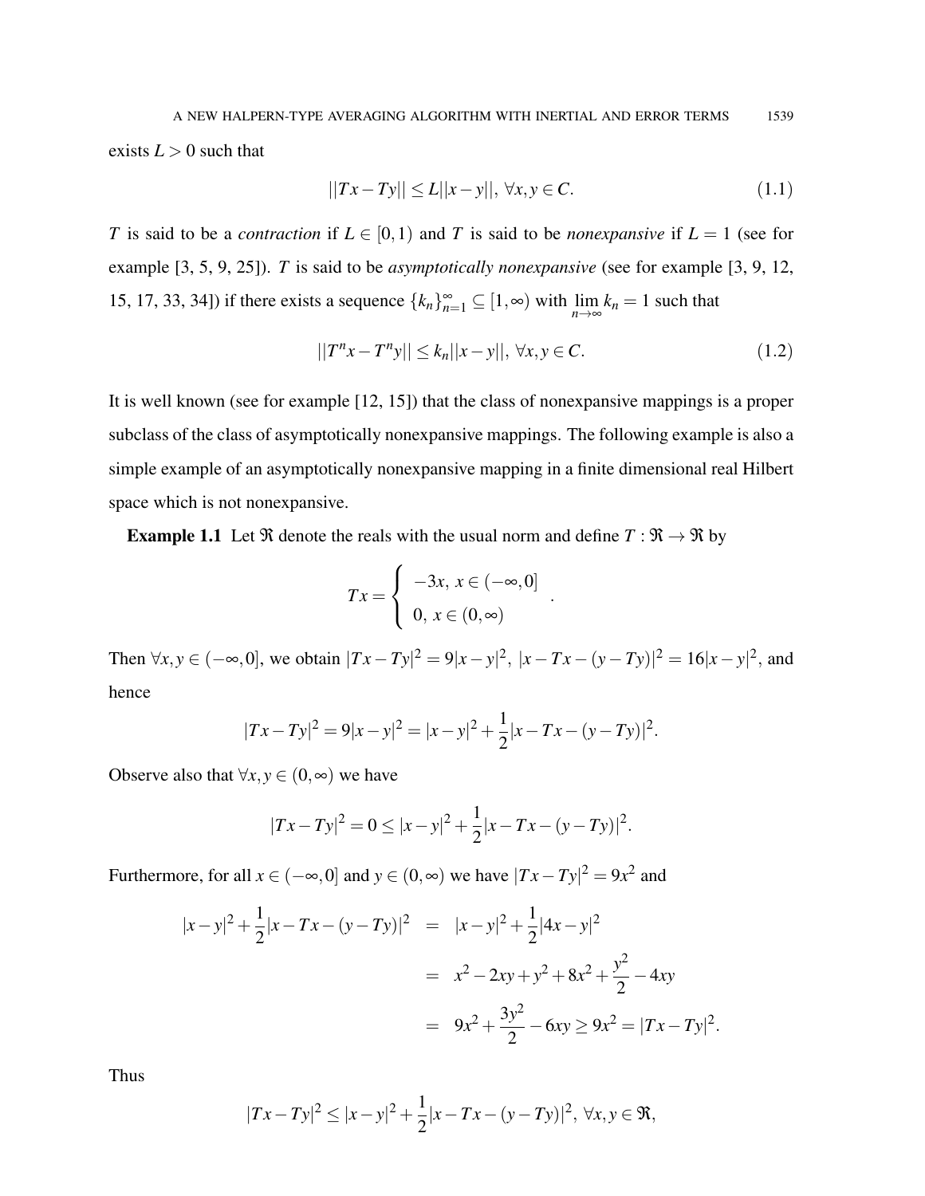exists $L > 0$ such that

$$||Tx - Ty|| \leq L||x - y||, \ \forall x, y \in C. \tag{1.1}$$

$T$ is said to be a *contraction* if $L \in [0, 1)$ and $T$ is said to be *nonexpansive* if $L = 1$ (see for example [3, 5, 9, 25]). $T$ is said to be *asymptotically nonexpansive* (see for example [3, 9, 12, 15, 17, 33, 34]) if there exists a sequence $\{k_n\}_{n=1}^{\infty} \subseteq [1, \infty)$ with $\lim_{n\to\infty} k_n = 1$ such that

$$||T^n x - T^n y|| \leq k_n ||x - y||, \ \forall x, y \in C. \tag{1.2}$$

It is well known (see for example [12, 15]) that the class of nonexpansive mappings is a proper subclass of the class of asymptotically nonexpansive mappings. The following example is also a simple example of an asymptotically nonexpansive mapping in a finite dimensional real Hilbert space which is not nonexpansive.

**Example 1.1** Let $\Re$ denote the reals with the usual norm and define $T : \Re \to \Re$ by

$$Tx = \begin{cases} -3x, \ x \in (-\infty, 0] \\ 0, \ x \in (0, \infty) \end{cases}.$$

Then $\forall x, y \in (-\infty, 0]$, we obtain $|Tx - Ty|^2 = 9|x - y|^2$, $|x - Tx - (y - Ty)|^2 = 16|x - y|^2$, and hence

$$|Tx - Ty|^2 = 9|x - y|^2 = |x - y|^2 + \frac{1}{2}|x - Tx - (y - Ty)|^2.$$

Observe also that $\forall x, y \in (0, \infty)$ we have

$$|Tx - Ty|^2 = 0 \leq |x - y|^2 + \frac{1}{2}|x - Tx - (y - Ty)|^2.$$

Furthermore, for all $x \in (-\infty, 0]$ and $y \in (0, \infty)$ we have $|Tx - Ty|^2 = 9x^2$ and

$$\begin{aligned} |x - y|^2 + \frac{1}{2}|x - Tx - (y - Ty)|^2 &= |x - y|^2 + \frac{1}{2}|4x - y|^2 \\ &= x^2 - 2xy + y^2 + 8x^2 + \frac{y^2}{2} - 4xy \\ &= 9x^2 + \frac{3y^2}{2} - 6xy \geq 9x^2 = |Tx - Ty|^2. \end{aligned}$$

Thus

$$|Tx - Ty|^2 \leq |x - y|^2 + \frac{1}{2}|x - Tx - (y - Ty)|^2, \ \forall x, y \in \Re,$$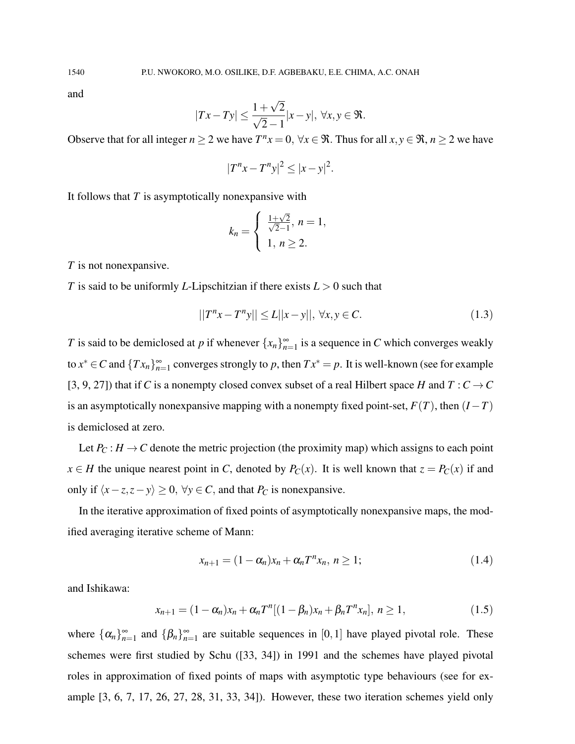and

$$|Tx - Ty| \leq \frac{1+\sqrt{2}}{\sqrt{2}-1}|x-y|, \ \forall x, y \in \mathfrak{R}.$$

Observe that for all integer $n \geq 2$ we have $T^n x = 0, \ \forall x \in \mathfrak{R}$. Thus for all $x, y \in \mathfrak{R}$, $n \geq 2$ we have

$$|T^n x - T^n y|^2 \leq |x-y|^2.$$

It follows that $T$ is asymptotically nonexpansive with

$$k_n = \begin{cases} \frac{1+\sqrt{2}}{\sqrt{2}-1}, \ n = 1, \\ 1, \ n \geq 2. \end{cases}$$

$T$ is not nonexpansive.

$T$ is said to be uniformly $L$-Lipschitzian if there exists $L > 0$ such that

$$||T^n x - T^n y|| \leq L||x-y||, \ \forall x, y \in C. \tag{1.3}$$

$T$ is said to be demiclosed at $p$ if whenever $\{x_n\}_{n=1}^{\infty}$ is a sequence in $C$ which converges weakly to $x^* \in C$ and $\{Tx_n\}_{n=1}^{\infty}$ converges strongly to $p$, then $Tx^* = p$. It is well-known (see for example [3, 9, 27]) that if $C$ is a nonempty closed convex subset of a real Hilbert space $H$ and $T : C \to C$ is an asymptotically nonexpansive mapping with a nonempty fixed point-set, $F(T)$, then $(I - T)$ is demiclosed at zero.

Let $P_C : H \to C$ denote the metric projection (the proximity map) which assigns to each point $x \in H$ the unique nearest point in $C$, denoted by $P_C(x)$. It is well known that $z = P_C(x)$ if and only if $\langle x - z, z - y \rangle \geq 0, \ \forall y \in C$, and that $P_C$ is nonexpansive.

In the iterative approximation of fixed points of asymptotically nonexpansive maps, the modified averaging iterative scheme of Mann:

$$x_{n+1} = (1 - \alpha_n)x_n + \alpha_n T^n x_n, \ n \geq 1; \tag{1.4}$$

and Ishikawa:

$$x_{n+1} = (1 - \alpha_n)x_n + \alpha_n T^n[(1 - \beta_n)x_n + \beta_n T^n x_n], \ n \geq 1, \tag{1.5}$$

where $\{\alpha_n\}_{n=1}^{\infty}$ and $\{\beta_n\}_{n=1}^{\infty}$ are suitable sequences in $[0,1]$ have played pivotal role. These schemes were first studied by Schu ([33, 34]) in 1991 and the schemes have played pivotal roles in approximation of fixed points of maps with asymptotic type behaviours (see for example [3, 6, 7, 17, 26, 27, 28, 31, 33, 34]). However, these two iteration schemes yield only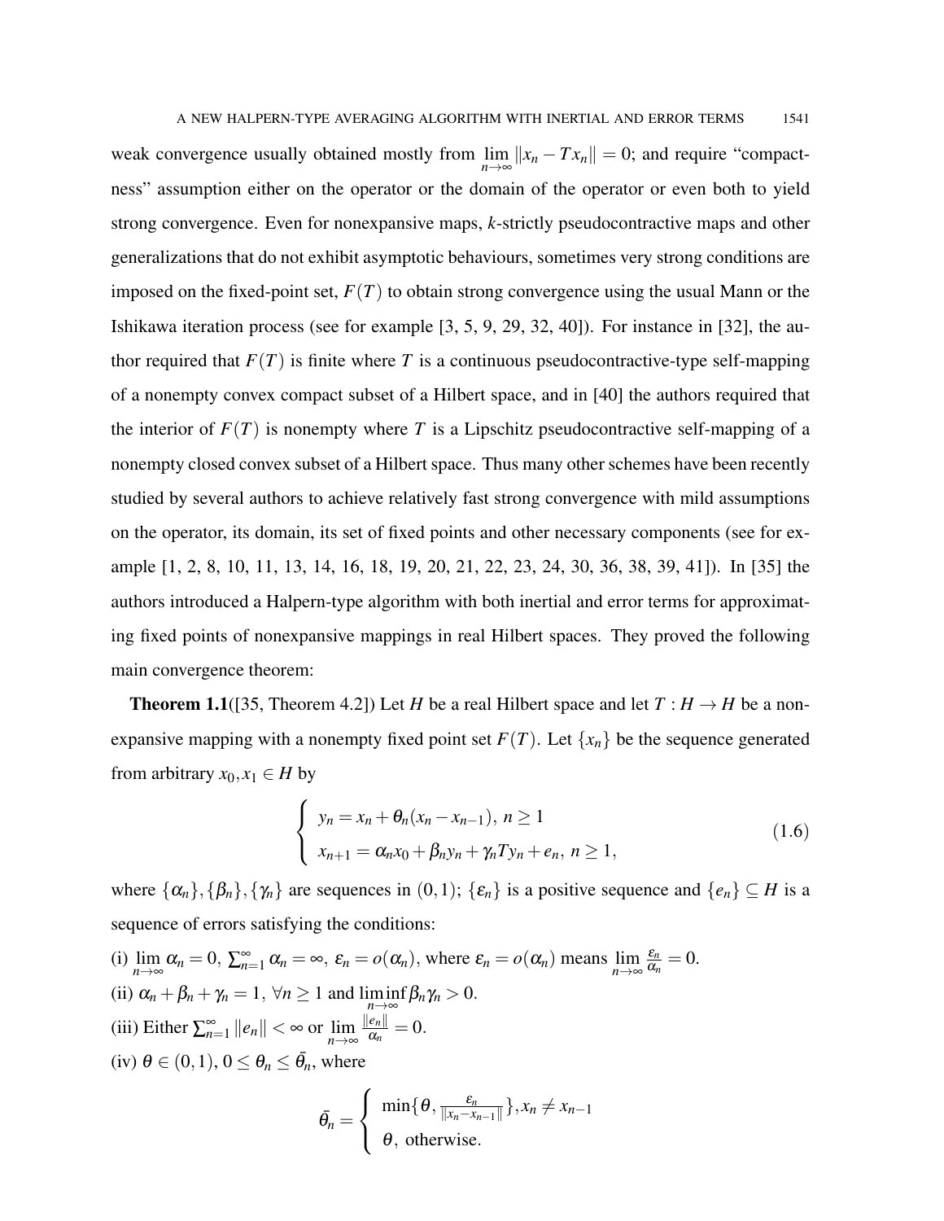weak convergence usually obtained mostly from $\lim_{n\to\infty} \|x_n - Tx_n\| = 0$; and require "compactness" assumption either on the operator or the domain of the operator or even both to yield strong convergence. Even for nonexpansive maps, $k$-strictly pseudocontractive maps and other generalizations that do not exhibit asymptotic behaviours, sometimes very strong conditions are imposed on the fixed-point set, $F(T)$ to obtain strong convergence using the usual Mann or the Ishikawa iteration process (see for example [3, 5, 9, 29, 32, 40]). For instance in [32], the author required that $F(T)$ is finite where $T$ is a continuous pseudocontractive-type self-mapping of a nonempty convex compact subset of a Hilbert space, and in [40] the authors required that the interior of $F(T)$ is nonempty where $T$ is a Lipschitz pseudocontractive self-mapping of a nonempty closed convex subset of a Hilbert space. Thus many other schemes have been recently studied by several authors to achieve relatively fast strong convergence with mild assumptions on the operator, its domain, its set of fixed points and other necessary components (see for example [1, 2, 8, 10, 11, 13, 14, 16, 18, 19, 20, 21, 22, 23, 24, 30, 36, 38, 39, 41]). In [35] the authors introduced a Halpern-type algorithm with both inertial and error terms for approximating fixed points of nonexpansive mappings in real Hilbert spaces. They proved the following main convergence theorem:

**Theorem 1.1**([35, Theorem 4.2]) Let $H$ be a real Hilbert space and let $T : H \to H$ be a nonexpansive mapping with a nonempty fixed point set $F(T)$. Let $\{x_n\}$ be the sequence generated from arbitrary $x_0, x_1 \in H$ by

$$\begin{cases} y_n = x_n + \theta_n(x_n - x_{n-1}), \ n \geq 1 \\ x_{n+1} = \alpha_n x_0 + \beta_n y_n + \gamma_n T y_n + e_n, \ n \geq 1, \end{cases} \tag{1.6}$$

where $\{\alpha_n\}, \{\beta_n\}, \{\gamma_n\}$ are sequences in $(0,1)$; $\{\varepsilon_n\}$ is a positive sequence and $\{e_n\} \subseteq H$ is a sequence of errors satisfying the conditions:

(i) $\lim_{n\to\infty} \alpha_n = 0$, $\sum_{n=1}^{\infty} \alpha_n = \infty$, $\varepsilon_n = o(\alpha_n)$, where $\varepsilon_n = o(\alpha_n)$ means $\lim_{n\to\infty} \frac{\varepsilon_n}{\alpha_n} = 0$.

(ii) $\alpha_n + \beta_n + \gamma_n = 1$, $\forall n \geq 1$ and $\liminf_{n\to\infty} \beta_n \gamma_n > 0$.

(iii) Either $\sum_{n=1}^{\infty} \|e_n\| < \infty$ or $\lim_{n\to\infty} \frac{\|e_n\|}{\alpha_n} = 0$.

(iv) $\theta \in (0,1)$, $0 \leq \theta_n \leq \bar{\theta}_n$, where

$$\bar{\theta}_n = \begin{cases} \min\{\theta, \frac{\varepsilon_n}{\|x_n - x_{n-1}\|}\}, x_n \neq x_{n-1} \\ \theta, \text{ otherwise.} \end{cases}$$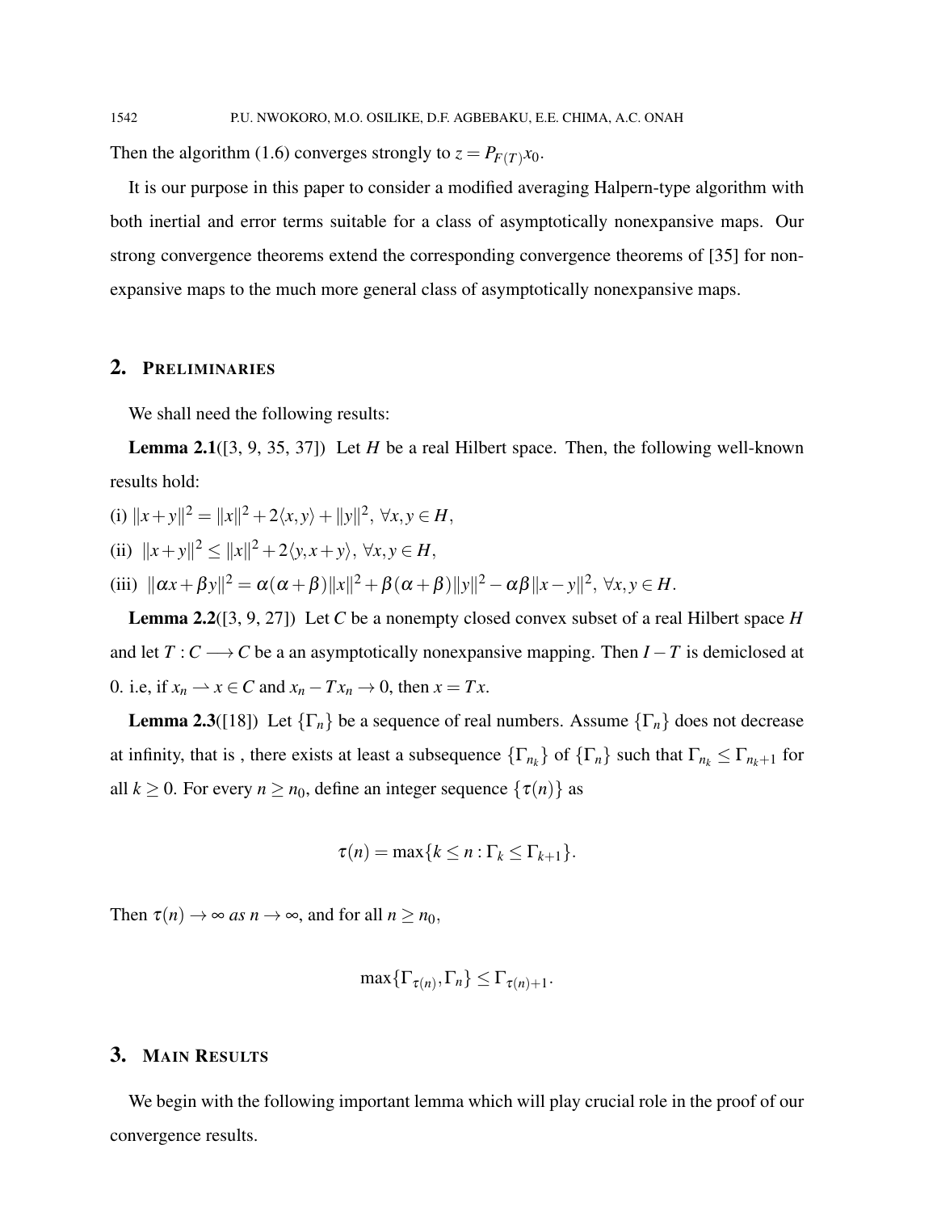Then the algorithm (1.6) converges strongly to $z = P_{F(T)}x_0$.

It is our purpose in this paper to consider a modified averaging Halpern-type algorithm with both inertial and error terms suitable for a class of asymptotically nonexpansive maps. Our strong convergence theorems extend the corresponding convergence theorems of [35] for nonexpansive maps to the much more general class of asymptotically nonexpansive maps.

## 2. Preliminaries

We shall need the following results:

**Lemma 2.1**([3, 9, 35, 37]) Let $H$ be a real Hilbert space. Then, the following well-known results hold:

(i) $\|x+y\|^2 = \|x\|^2 + 2\langle x,y\rangle + \|y\|^2$, $\forall x,y \in H$,

(ii) $\|x+y\|^2 \leq \|x\|^2 + 2\langle y, x+y\rangle$, $\forall x,y \in H$,

(iii) $\|\alpha x + \beta y\|^2 = \alpha(\alpha+\beta)\|x\|^2 + \beta(\alpha+\beta)\|y\|^2 - \alpha\beta\|x-y\|^2$, $\forall x,y \in H$.

**Lemma 2.2**([3, 9, 27]) Let $C$ be a nonempty closed convex subset of a real Hilbert space $H$ and let $T : C \longrightarrow C$ be a an asymptotically nonexpansive mapping. Then $I - T$ is demiclosed at 0. i.e, if $x_n \rightharpoonup x \in C$ and $x_n - Tx_n \to 0$, then $x = Tx$.

**Lemma 2.3**([18]) Let $\{\Gamma_n\}$ be a sequence of real numbers. Assume $\{\Gamma_n\}$ does not decrease at infinity, that is , there exists at least a subsequence $\{\Gamma_{n_k}\}$ of $\{\Gamma_n\}$ such that $\Gamma_{n_k} \leq \Gamma_{n_k+1}$ for all $k \geq 0$. For every $n \geq n_0$, define an integer sequence $\{\tau(n)\}$ as

$$\tau(n) = \max\{k \leq n : \Gamma_k \leq \Gamma_{k+1}\}.$$

Then $\tau(n) \to \infty$ *as* $n \to \infty$, and for all $n \geq n_0$,

$$\max\{\Gamma_{\tau(n)}, \Gamma_n\} \leq \Gamma_{\tau(n)+1}.$$

## 3. Main Results

We begin with the following important lemma which will play crucial role in the proof of our convergence results.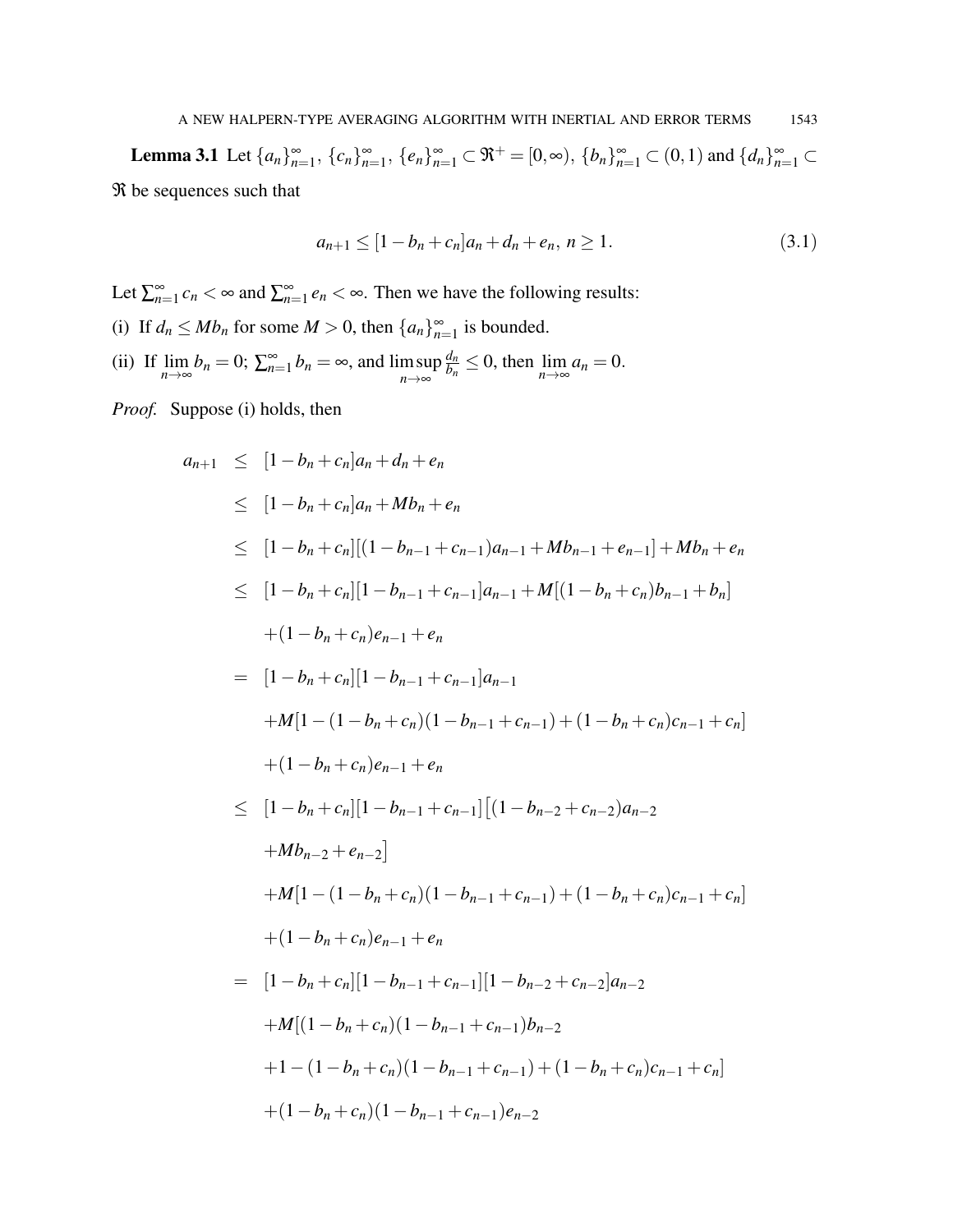**Lemma 3.1** Let $\{a_n\}_{n=1}^{\infty}$, $\{c_n\}_{n=1}^{\infty}$, $\{e_n\}_{n=1}^{\infty} \subset \Re^+ = [0,\infty)$, $\{b_n\}_{n=1}^{\infty} \subset (0,1)$ and $\{d_n\}_{n=1}^{\infty} \subset \Re$ be sequences such that

$$a_{n+1} \leq [1 - b_n + c_n]a_n + d_n + e_n, \; n \geq 1. \tag{3.1}$$

Let $\sum_{n=1}^{\infty} c_n < \infty$ and $\sum_{n=1}^{\infty} e_n < \infty$. Then we have the following results:

(i) If $d_n \leq Mb_n$ for some $M > 0$, then $\{a_n\}_{n=1}^{\infty}$ is bounded.

(ii) If $\lim_{n\to\infty} b_n = 0$; $\sum_{n=1}^{\infty} b_n = \infty$, and $\limsup_{n\to\infty} \frac{d_n}{b_n} \leq 0$, then $\lim_{n\to\infty} a_n = 0$.

*Proof.* Suppose (i) holds, then

$$\begin{aligned}
a_{n+1} &\leq [1-b_n+c_n]a_n + d_n + e_n \\
&\leq [1-b_n+c_n]a_n + Mb_n + e_n \\
&\leq [1-b_n+c_n][(1-b_{n-1}+c_{n-1})a_{n-1} + Mb_{n-1} + e_{n-1}] + Mb_n + e_n \\
&\leq [1-b_n+c_n][1-b_{n-1}+c_{n-1}]a_{n-1} + M[(1-b_n+c_n)b_{n-1} + b_n] \\
&\quad + (1-b_n+c_n)e_{n-1} + e_n \\
&= [1-b_n+c_n][1-b_{n-1}+c_{n-1}]a_{n-1} \\
&\quad + M[1-(1-b_n+c_n)(1-b_{n-1}+c_{n-1}) + (1-b_n+c_n)c_{n-1} + c_n] \\
&\quad + (1-b_n+c_n)e_{n-1} + e_n \\
&\leq [1-b_n+c_n][1-b_{n-1}+c_{n-1}]\big[(1-b_{n-2}+c_{n-2})a_{n-2} \\
&\quad + Mb_{n-2} + e_{n-2}\big] \\
&\quad + M[1-(1-b_n+c_n)(1-b_{n-1}+c_{n-1}) + (1-b_n+c_n)c_{n-1} + c_n] \\
&\quad + (1-b_n+c_n)e_{n-1} + e_n \\
&= [1-b_n+c_n][1-b_{n-1}+c_{n-1}][1-b_{n-2}+c_{n-2}]a_{n-2} \\
&\quad + M[(1-b_n+c_n)(1-b_{n-1}+c_{n-1})b_{n-2} \\
&\quad + 1-(1-b_n+c_n)(1-b_{n-1}+c_{n-1}) + (1-b_n+c_n)c_{n-1} + c_n] \\
&\quad + (1-b_n+c_n)(1-b_{n-1}+c_{n-1})e_{n-2}
\end{aligned}$$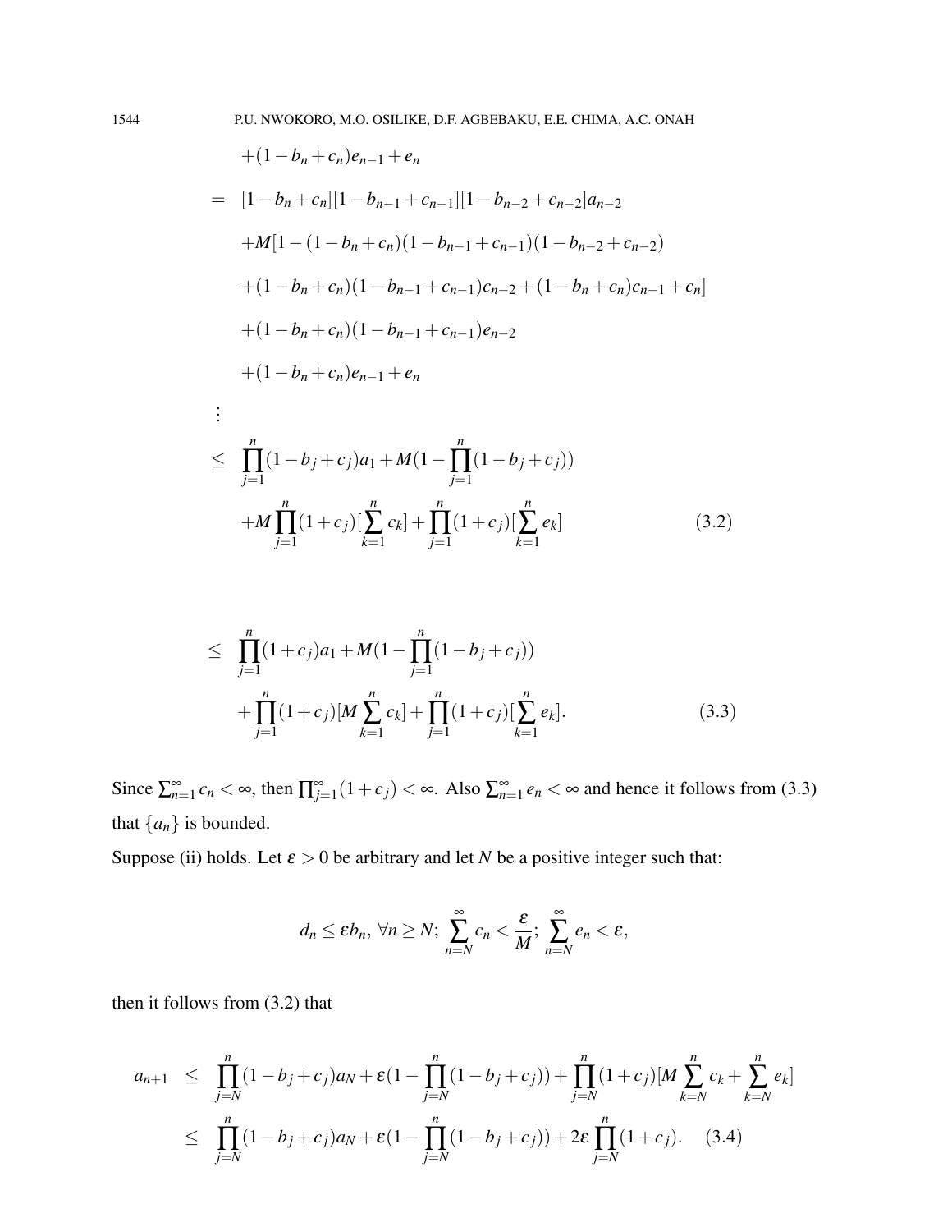$$
\begin{aligned}
&+(1-b_n+c_n)e_{n-1}+e_n \\
= \;& [1-b_n+c_n][1-b_{n-1}+c_{n-1}][1-b_{n-2}+c_{n-2}]a_{n-2} \\
&+M[1-(1-b_n+c_n)(1-b_{n-1}+c_{n-1})(1-b_{n-2}+c_{n-2}) \\
&+(1-b_n+c_n)(1-b_{n-1}+c_{n-1})c_{n-2}+(1-b_n+c_n)c_{n-1}+c_n] \\
&+(1-b_n+c_n)(1-b_{n-1}+c_{n-1})e_{n-2} \\
&+(1-b_n+c_n)e_{n-1}+e_n \\
&\vdots \\
\leq \;& \prod_{j=1}^{n}(1-b_j+c_j)a_1+M(1-\prod_{j=1}^{n}(1-b_j+c_j)) \\
&+M\prod_{j=1}^{n}(1+c_j)[\sum_{k=1}^{n}c_k]+\prod_{j=1}^{n}(1+c_j)[\sum_{k=1}^{n}e_k] \qquad (3.2)
\end{aligned}
$$

$$
\begin{aligned}
\leq \;& \prod_{j=1}^{n}(1+c_j)a_1+M(1-\prod_{j=1}^{n}(1-b_j+c_j)) \\
&+\prod_{j=1}^{n}(1+c_j)[M\sum_{k=1}^{n}c_k]+\prod_{j=1}^{n}(1+c_j)[\sum_{k=1}^{n}e_k]. \qquad (3.3)
\end{aligned}
$$

Since $\sum_{n=1}^{\infty}c_n<\infty$, then $\prod_{j=1}^{\infty}(1+c_j)<\infty$. Also $\sum_{n=1}^{\infty}e_n<\infty$ and hence it follows from (3.3) that $\{a_n\}$ is bounded.

Suppose (ii) holds. Let $\varepsilon>0$ be arbitrary and let $N$ be a positive integer such that:

$$
d_n\leq \varepsilon b_n,\ \forall n\geq N;\ \sum_{n=N}^{\infty}c_n<\frac{\varepsilon}{M};\ \sum_{n=N}^{\infty}e_n<\varepsilon,
$$

then it follows from (3.2) that

$$
\begin{aligned}
a_{n+1} \;\leq\; & \prod_{j=N}^{n}(1-b_j+c_j)a_N+\varepsilon(1-\prod_{j=N}^{n}(1-b_j+c_j))+\prod_{j=N}^{n}(1+c_j)[M\sum_{k=N}^{n}c_k+\sum_{k=N}^{n}e_k] \\
\leq\; & \prod_{j=N}^{n}(1-b_j+c_j)a_N+\varepsilon(1-\prod_{j=N}^{n}(1-b_j+c_j))+2\varepsilon\prod_{j=N}^{n}(1+c_j). \qquad (3.4)
\end{aligned}
$$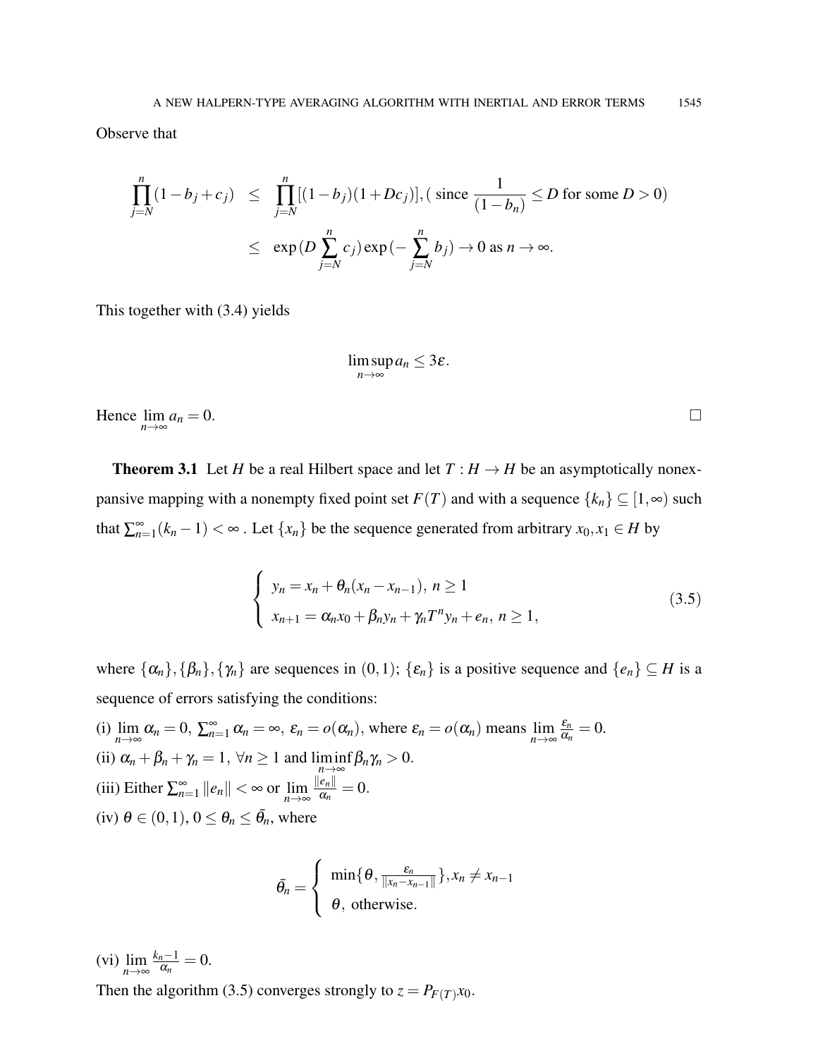Observe that

$$
\begin{aligned}
\prod_{j=N}^{n}(1-b_j+c_j) &\leq \prod_{j=N}^{n}[(1-b_j)(1+Dc_j)], (\text{ since } \frac{1}{(1-b_n)} \leq D \text{ for some } D>0) \\
&\leq \exp(D\sum_{j=N}^{n}c_j)\exp(-\sum_{j=N}^{n}b_j) \to 0 \text{ as } n\to\infty.
\end{aligned}
$$

This together with (3.4) yields

$$
\limsup_{n\to\infty} a_n \leq 3\varepsilon.
$$

Hence $\lim_{n\to\infty} a_n = 0$. □

**Theorem 3.1** Let $H$ be a real Hilbert space and let $T : H \to H$ be an asymptotically nonexpansive mapping with a nonempty fixed point set $F(T)$ and with a sequence $\{k_n\} \subseteq [1,\infty)$ such that $\sum_{n=1}^{\infty}(k_n - 1) < \infty$ . Let $\{x_n\}$ be the sequence generated from arbitrary $x_0, x_1 \in H$ by

$$
\begin{cases}
y_n = x_n + \theta_n(x_n - x_{n-1}),\ n \geq 1 \\
x_{n+1} = \alpha_n x_0 + \beta_n y_n + \gamma_n T^n y_n + e_n,\ n \geq 1,
\end{cases}
\tag{3.5}
$$

where $\{\alpha_n\}, \{\beta_n\}, \{\gamma_n\}$ are sequences in $(0,1)$; $\{\varepsilon_n\}$ is a positive sequence and $\{e_n\} \subseteq H$ is a sequence of errors satisfying the conditions:

(i) $\lim_{n\to\infty} \alpha_n = 0$, $\sum_{n=1}^{\infty} \alpha_n = \infty$, $\varepsilon_n = o(\alpha_n)$, where $\varepsilon_n = o(\alpha_n)$ means $\lim_{n\to\infty} \frac{\varepsilon_n}{\alpha_n} = 0$.
(ii) $\alpha_n + \beta_n + \gamma_n = 1$, $\forall n \geq 1$ and $\liminf_{n\to\infty} \beta_n\gamma_n > 0$.
(iii) Either $\sum_{n=1}^{\infty} \|e_n\| < \infty$ or $\lim_{n\to\infty} \frac{\|e_n\|}{\alpha_n} = 0$.
(iv) $\theta \in (0,1)$, $0 \leq \theta_n \leq \bar{\theta}_n$, where

$$
\bar{\theta}_n = \begin{cases}
\min\{\theta, \frac{\varepsilon_n}{\|x_n - x_{n-1}\|}\}, x_n \neq x_{n-1} \\
\theta,\ \text{otherwise.}
\end{cases}
$$

(vi) $\lim_{n\to\infty} \frac{k_n - 1}{\alpha_n} = 0$.
Then the algorithm (3.5) converges strongly to $z = P_{F(T)}x_0$.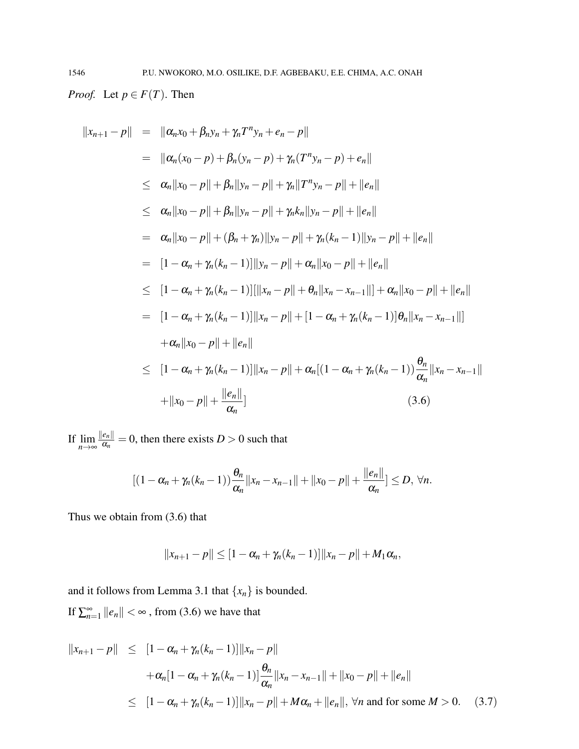*Proof.* Let $p \in F(T)$. Then

$$
\begin{aligned}
\|x_{n+1}-p\| &= \|\alpha_n x_0+\beta_n y_n+\gamma_n T^n y_n+e_n-p\| \\
&= \|\alpha_n(x_0-p)+\beta_n(y_n-p)+\gamma_n(T^n y_n-p)+e_n\| \\
&\leq \alpha_n\|x_0-p\|+\beta_n\|y_n-p\|+\gamma_n\|T^n y_n-p\|+\|e_n\| \\
&\leq \alpha_n\|x_0-p\|+\beta_n\|y_n-p\|+\gamma_n k_n\|y_n-p\|+\|e_n\| \\
&= \alpha_n\|x_0-p\|+(\beta_n+\gamma_n)\|y_n-p\|+\gamma_n(k_n-1)\|y_n-p\|+\|e_n\| \\
&= [1-\alpha_n+\gamma_n(k_n-1)]\|y_n-p\|+\alpha_n\|x_0-p\|+\|e_n\| \\
&\leq [1-\alpha_n+\gamma_n(k_n-1)][\|x_n-p\|+\theta_n\|x_n-x_{n-1}\|]+\alpha_n\|x_0-p\|+\|e_n\| \\
&= [1-\alpha_n+\gamma_n(k_n-1)]\|x_n-p\|+[1-\alpha_n+\gamma_n(k_n-1)]\theta_n\|x_n-x_{n-1}\|] \\
&\quad +\alpha_n\|x_0-p\|+\|e_n\| \\
&\leq [1-\alpha_n+\gamma_n(k_n-1)]\|x_n-p\|+\alpha_n[(1-\alpha_n+\gamma_n(k_n-1))\frac{\theta_n}{\alpha_n}\|x_n-x_{n-1}\| \\
&\quad +\|x_0-p\|+\frac{\|e_n\|}{\alpha_n}] \qquad (3.6)
\end{aligned}
$$

If $\lim_{n\to\infty}\frac{\|e_n\|}{\alpha_n}=0$, then there exists $D>0$ such that

$$
[(1-\alpha_n+\gamma_n(k_n-1))\frac{\theta_n}{\alpha_n}\|x_n-x_{n-1}\|+\|x_0-p\|+\frac{\|e_n\|}{\alpha_n}]\leq D,\ \forall n.
$$

Thus we obtain from (3.6) that

$$
\|x_{n+1}-p\|\leq[1-\alpha_n+\gamma_n(k_n-1)]\|x_n-p\|+M_1\alpha_n,
$$

and it follows from Lemma 3.1 that $\{x_n\}$ is bounded.

If $\sum_{n=1}^{\infty}\|e_n\|<\infty$ , from (3.6) we have that

$$
\begin{aligned}
\|x_{n+1}-p\| &\leq [1-\alpha_n+\gamma_n(k_n-1)]\|x_n-p\| \\
&\quad +\alpha_n[1-\alpha_n+\gamma_n(k_n-1)]\frac{\theta_n}{\alpha_n}\|x_n-x_{n-1}\|+\|x_0-p\|+\|e_n\| \\
&\leq [1-\alpha_n+\gamma_n(k_n-1)]\|x_n-p\|+M\alpha_n+\|e_n\|,\ \forall n \text{ and for some } M>0. \qquad (3.7)
\end{aligned}
$$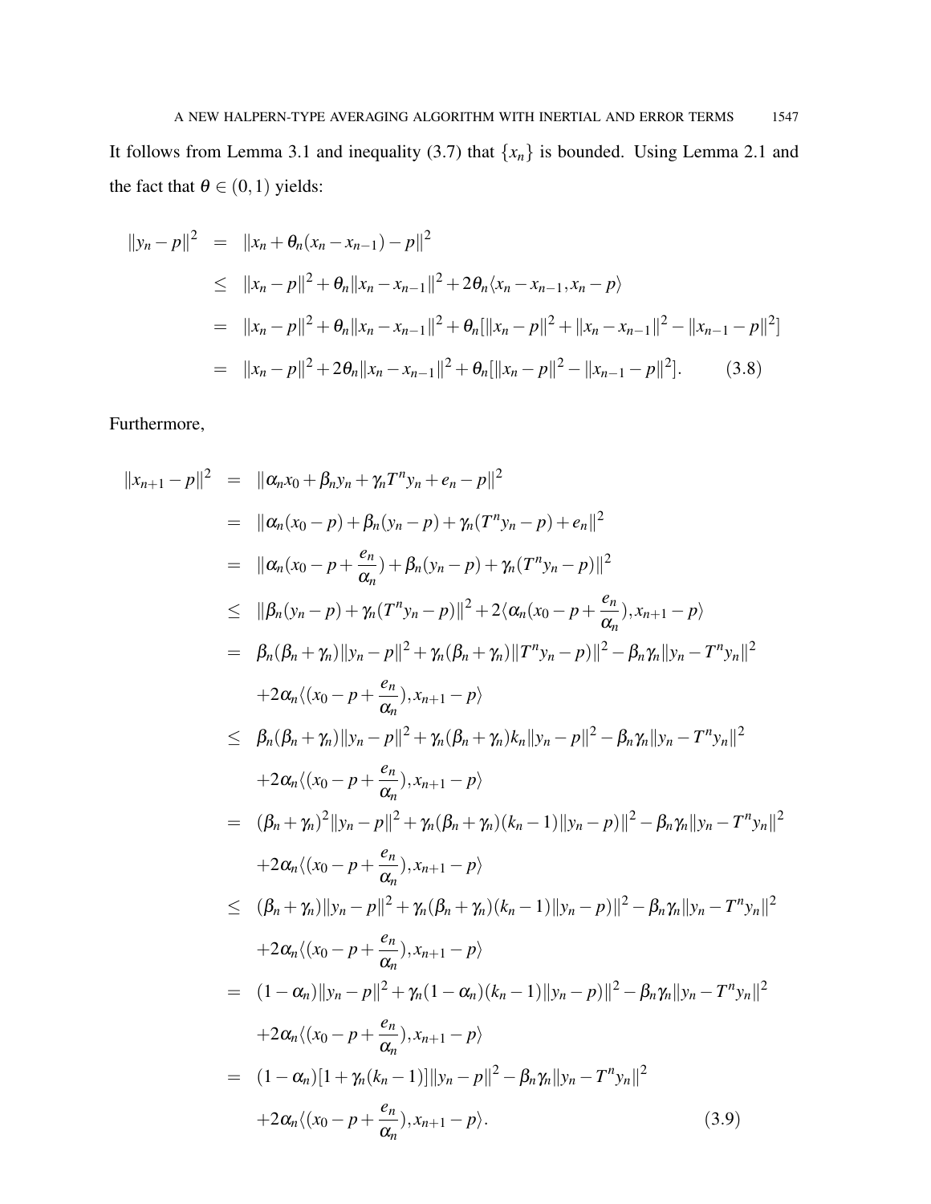It follows from Lemma 3.1 and inequality (3.7) that $\{x_n\}$ is bounded. Using Lemma 2.1 and the fact that $\theta \in (0,1)$ yields:

$$
\begin{aligned}
\|y_n - p\|^2 &= \|x_n + \theta_n(x_n - x_{n-1}) - p\|^2 \\
&\leq \|x_n - p\|^2 + \theta_n\|x_n - x_{n-1}\|^2 + 2\theta_n\langle x_n - x_{n-1}, x_n - p\rangle \\
&= \|x_n - p\|^2 + \theta_n\|x_n - x_{n-1}\|^2 + \theta_n[\|x_n - p\|^2 + \|x_n - x_{n-1}\|^2 - \|x_{n-1} - p\|^2] \\
&= \|x_n - p\|^2 + 2\theta_n\|x_n - x_{n-1}\|^2 + \theta_n[\|x_n - p\|^2 - \|x_{n-1} - p\|^2]. \qquad (3.8)
\end{aligned}
$$

Furthermore,

$$
\begin{aligned}
\|x_{n+1} - p\|^2 &= \|\alpha_n x_0 + \beta_n y_n + \gamma_n T^n y_n + e_n - p\|^2 \\
&= \|\alpha_n(x_0 - p) + \beta_n(y_n - p) + \gamma_n(T^n y_n - p) + e_n\|^2 \\
&= \|\alpha_n(x_0 - p + \frac{e_n}{\alpha_n}) + \beta_n(y_n - p) + \gamma_n(T^n y_n - p)\|^2 \\
&\leq \|\beta_n(y_n - p) + \gamma_n(T^n y_n - p)\|^2 + 2\langle \alpha_n(x_0 - p + \frac{e_n}{\alpha_n}), x_{n+1} - p\rangle \\
&= \beta_n(\beta_n + \gamma_n)\|y_n - p\|^2 + \gamma_n(\beta_n + \gamma_n)\|T^n y_n - p)\|^2 - \beta_n\gamma_n\|y_n - T^n y_n\|^2 \\
&\quad + 2\alpha_n\langle (x_0 - p + \frac{e_n}{\alpha_n}), x_{n+1} - p\rangle \\
&\leq \beta_n(\beta_n + \gamma_n)\|y_n - p\|^2 + \gamma_n(\beta_n + \gamma_n)k_n\|y_n - p\|^2 - \beta_n\gamma_n\|y_n - T^n y_n\|^2 \\
&\quad + 2\alpha_n\langle (x_0 - p + \frac{e_n}{\alpha_n}), x_{n+1} - p\rangle \\
&= (\beta_n + \gamma_n)^2\|y_n - p\|^2 + \gamma_n(\beta_n + \gamma_n)(k_n - 1)\|y_n - p)\|^2 - \beta_n\gamma_n\|y_n - T^n y_n\|^2 \\
&\quad + 2\alpha_n\langle (x_0 - p + \frac{e_n}{\alpha_n}), x_{n+1} - p\rangle \\
&\leq (\beta_n + \gamma_n)\|y_n - p\|^2 + \gamma_n(\beta_n + \gamma_n)(k_n - 1)\|y_n - p)\|^2 - \beta_n\gamma_n\|y_n - T^n y_n\|^2 \\
&\quad + 2\alpha_n\langle (x_0 - p + \frac{e_n}{\alpha_n}), x_{n+1} - p\rangle \\
&= (1 - \alpha_n)\|y_n - p\|^2 + \gamma_n(1 - \alpha_n)(k_n - 1)\|y_n - p)\|^2 - \beta_n\gamma_n\|y_n - T^n y_n\|^2 \\
&\quad + 2\alpha_n\langle (x_0 - p + \frac{e_n}{\alpha_n}), x_{n+1} - p\rangle \\
&= (1 - \alpha_n)[1 + \gamma_n(k_n - 1)]\|y_n - p\|^2 - \beta_n\gamma_n\|y_n - T^n y_n\|^2 \\
&\quad + 2\alpha_n\langle (x_0 - p + \frac{e_n}{\alpha_n}), x_{n+1} - p\rangle. \qquad (3.9)
\end{aligned}
$$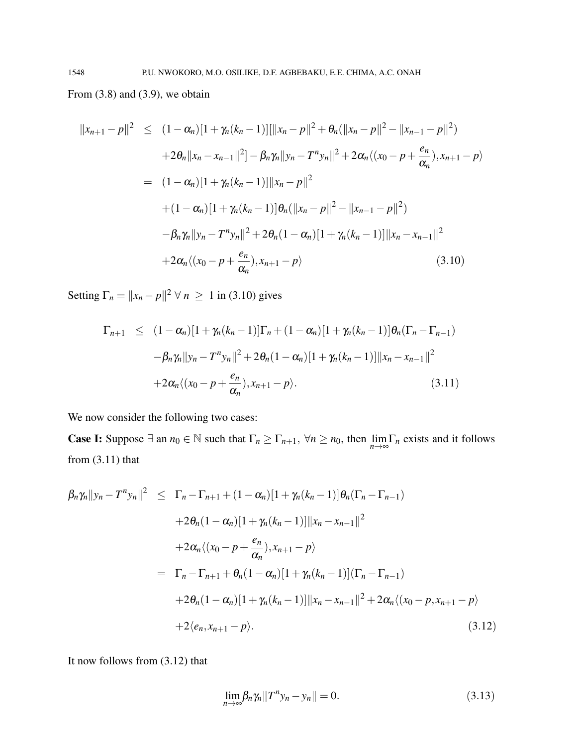From (3.8) and (3.9), we obtain

$$
\begin{aligned}
\|x_{n+1}-p\|^2 &\leq (1-\alpha_n)[1+\gamma_n(k_n-1)][\|x_n-p\|^2+\theta_n(\|x_n-p\|^2-\|x_{n-1}-p\|^2) \\
&\quad +2\theta_n\|x_n-x_{n-1}\|^2]-\beta_n\gamma_n\|y_n-T^ny_n\|^2+2\alpha_n\langle(x_0-p+\frac{e_n}{\alpha_n}),x_{n+1}-p\rangle \\
&= (1-\alpha_n)[1+\gamma_n(k_n-1)]\|x_n-p\|^2 \\
&\quad +(1-\alpha_n)[1+\gamma_n(k_n-1)]\theta_n(\|x_n-p\|^2-\|x_{n-1}-p\|^2) \\
&\quad -\beta_n\gamma_n\|y_n-T^ny_n\|^2+2\theta_n(1-\alpha_n)[1+\gamma_n(k_n-1)]\|x_n-x_{n-1}\|^2 \\
&\quad +2\alpha_n\langle(x_0-p+\frac{e_n}{\alpha_n}),x_{n+1}-p\rangle \qquad (3.10)
\end{aligned}
$$

Setting $\Gamma_n=\|x_n-p\|^2 \ \forall \ n \ \geq \ 1$ in (3.10) gives

$$
\begin{aligned}
\Gamma_{n+1} &\leq (1-\alpha_n)[1+\gamma_n(k_n-1)]\Gamma_n+(1-\alpha_n)[1+\gamma_n(k_n-1)]\theta_n(\Gamma_n-\Gamma_{n-1}) \\
&\quad -\beta_n\gamma_n\|y_n-T^ny_n\|^2+2\theta_n(1-\alpha_n)[1+\gamma_n(k_n-1)]\|x_n-x_{n-1}\|^2 \\
&\quad +2\alpha_n\langle(x_0-p+\frac{e_n}{\alpha_n}),x_{n+1}-p\rangle. \qquad (3.11)
\end{aligned}
$$

We now consider the following two cases:

**Case I:** Suppose $\exists$ an $n_0\in\mathbb{N}$ such that $\Gamma_n\geq\Gamma_{n+1}, \ \forall n\geq n_0$, then $\lim_{n\to\infty}\Gamma_n$ exists and it follows from (3.11) that

$$
\begin{aligned}
\beta_n\gamma_n\|y_n-T^ny_n\|^2 &\leq \Gamma_n-\Gamma_{n+1}+(1-\alpha_n)[1+\gamma_n(k_n-1)]\theta_n(\Gamma_n-\Gamma_{n-1}) \\
&\quad +2\theta_n(1-\alpha_n)[1+\gamma_n(k_n-1)]\|x_n-x_{n-1}\|^2 \\
&\quad +2\alpha_n\langle(x_0-p+\frac{e_n}{\alpha_n}),x_{n+1}-p\rangle \\
&= \Gamma_n-\Gamma_{n+1}+\theta_n(1-\alpha_n)[1+\gamma_n(k_n-1)](\Gamma_n-\Gamma_{n-1}) \\
&\quad +2\theta_n(1-\alpha_n)[1+\gamma_n(k_n-1)]\|x_n-x_{n-1}\|^2+2\alpha_n\langle(x_0-p,x_{n+1}-p\rangle \\
&\quad +2\langle e_n,x_{n+1}-p\rangle. \qquad (3.12)
\end{aligned}
$$

It now follows from (3.12) that

$$
\lim_{n\to\infty}\beta_n\gamma_n\|T^ny_n-y_n\|=0. \qquad (3.13)
$$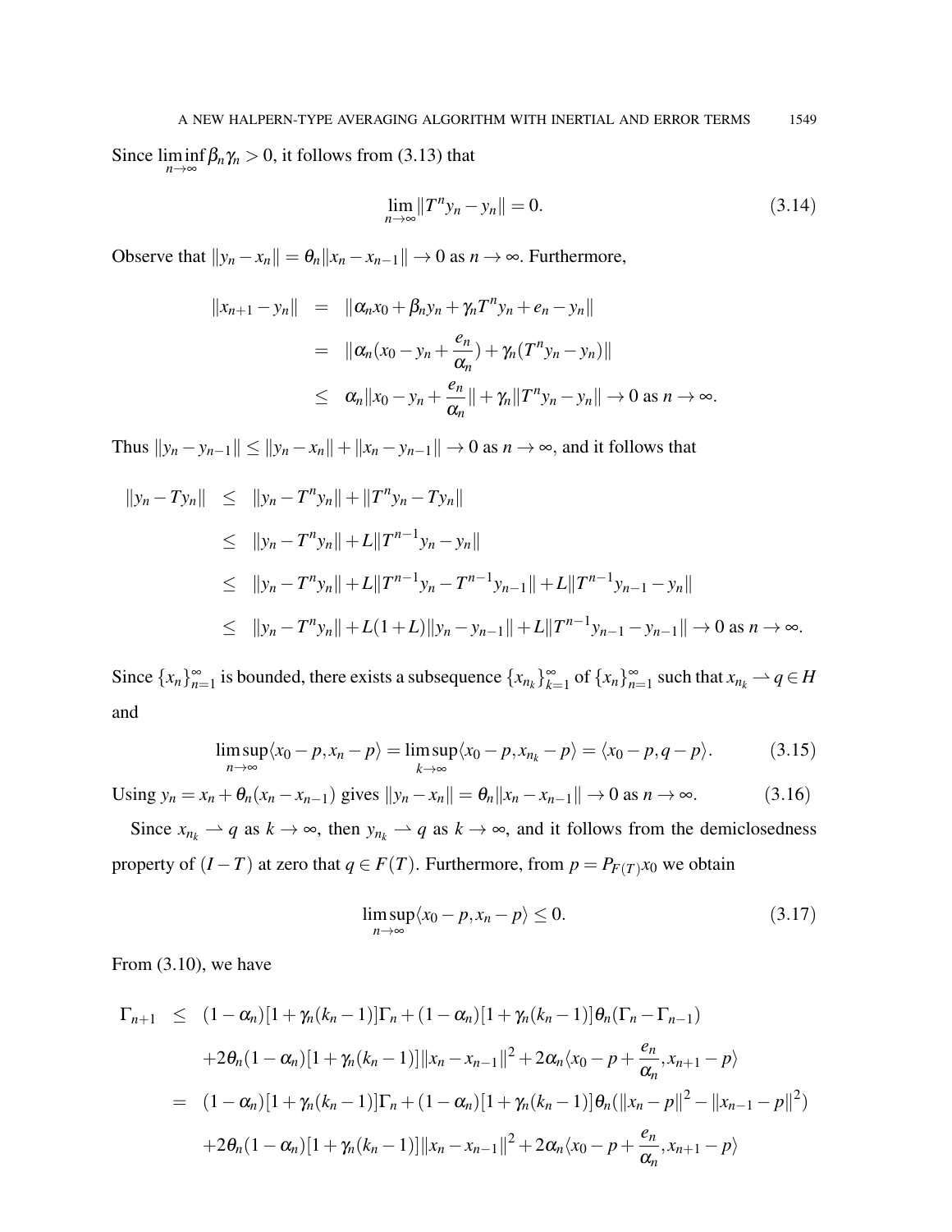Since $\liminf_{n\to\infty} \beta_n \gamma_n > 0$, it follows from (3.13) that

$$\lim_{n\to\infty} \|T^n y_n - y_n\| = 0. \tag{3.14}$$

Observe that $\|y_n - x_n\| = \theta_n \|x_n - x_{n-1}\| \to 0$ as $n \to \infty$. Furthermore,

$$\begin{aligned}
\|x_{n+1} - y_n\| &= \|\alpha_n x_0 + \beta_n y_n + \gamma_n T^n y_n + e_n - y_n\| \\
&= \|\alpha_n (x_0 - y_n + \frac{e_n}{\alpha_n}) + \gamma_n (T^n y_n - y_n)\| \\
&\leq \alpha_n \|x_0 - y_n + \frac{e_n}{\alpha_n}\| + \gamma_n \|T^n y_n - y_n\| \to 0 \text{ as } n \to \infty.
\end{aligned}$$

Thus $\|y_n - y_{n-1}\| \leq \|y_n - x_n\| + \|x_n - y_{n-1}\| \to 0$ as $n \to \infty$, and it follows that

$$\begin{aligned}
\|y_n - Ty_n\| &\leq \|y_n - T^n y_n\| + \|T^n y_n - Ty_n\| \\
&\leq \|y_n - T^n y_n\| + L\|T^{n-1} y_n - y_n\| \\
&\leq \|y_n - T^n y_n\| + L\|T^{n-1} y_n - T^{n-1} y_{n-1}\| + L\|T^{n-1} y_{n-1} - y_n\| \\
&\leq \|y_n - T^n y_n\| + L(1+L)\|y_n - y_{n-1}\| + L\|T^{n-1} y_{n-1} - y_{n-1}\| \to 0 \text{ as } n \to \infty.
\end{aligned}$$

Since $\{x_n\}_{n=1}^\infty$ is bounded, there exists a subsequence $\{x_{n_k}\}_{k=1}^\infty$ of $\{x_n\}_{n=1}^\infty$ such that $x_{n_k} \rightharpoonup q \in H$ and

$$\limsup_{n\to\infty} \langle x_0 - p, x_n - p \rangle = \limsup_{k\to\infty} \langle x_0 - p, x_{n_k} - p \rangle = \langle x_0 - p, q - p \rangle. \tag{3.15}$$

Using $y_n = x_n + \theta_n (x_n - x_{n-1})$ gives $\|y_n - x_n\| = \theta_n \|x_n - x_{n-1}\| \to 0$ as $n \to \infty$. (3.16)

Since $x_{n_k} \rightharpoonup q$ as $k \to \infty$, then $y_{n_k} \rightharpoonup q$ as $k \to \infty$, and it follows from the demiclosedness property of $(I - T)$ at zero that $q \in F(T)$. Furthermore, from $p = P_{F(T)} x_0$ we obtain

$$\limsup_{n\to\infty} \langle x_0 - p, x_n - p \rangle \leq 0. \tag{3.17}$$

From (3.10), we have

$$\begin{aligned}
\Gamma_{n+1} &\leq (1-\alpha_n)[1 + \gamma_n (k_n - 1)]\Gamma_n + (1-\alpha_n)[1 + \gamma_n (k_n - 1)]\theta_n (\Gamma_n - \Gamma_{n-1}) \\
&\quad + 2\theta_n (1-\alpha_n)[1 + \gamma_n (k_n - 1)]\|x_n - x_{n-1}\|^2 + 2\alpha_n \langle x_0 - p + \frac{e_n}{\alpha_n}, x_{n+1} - p \rangle \\
&= (1-\alpha_n)[1 + \gamma_n (k_n - 1)]\Gamma_n + (1-\alpha_n)[1 + \gamma_n (k_n - 1)]\theta_n (\|x_n - p\|^2 - \|x_{n-1} - p\|^2) \\
&\quad + 2\theta_n (1-\alpha_n)[1 + \gamma_n (k_n - 1)]\|x_n - x_{n-1}\|^2 + 2\alpha_n \langle x_0 - p + \frac{e_n}{\alpha_n}, x_{n+1} - p \rangle
\end{aligned}$$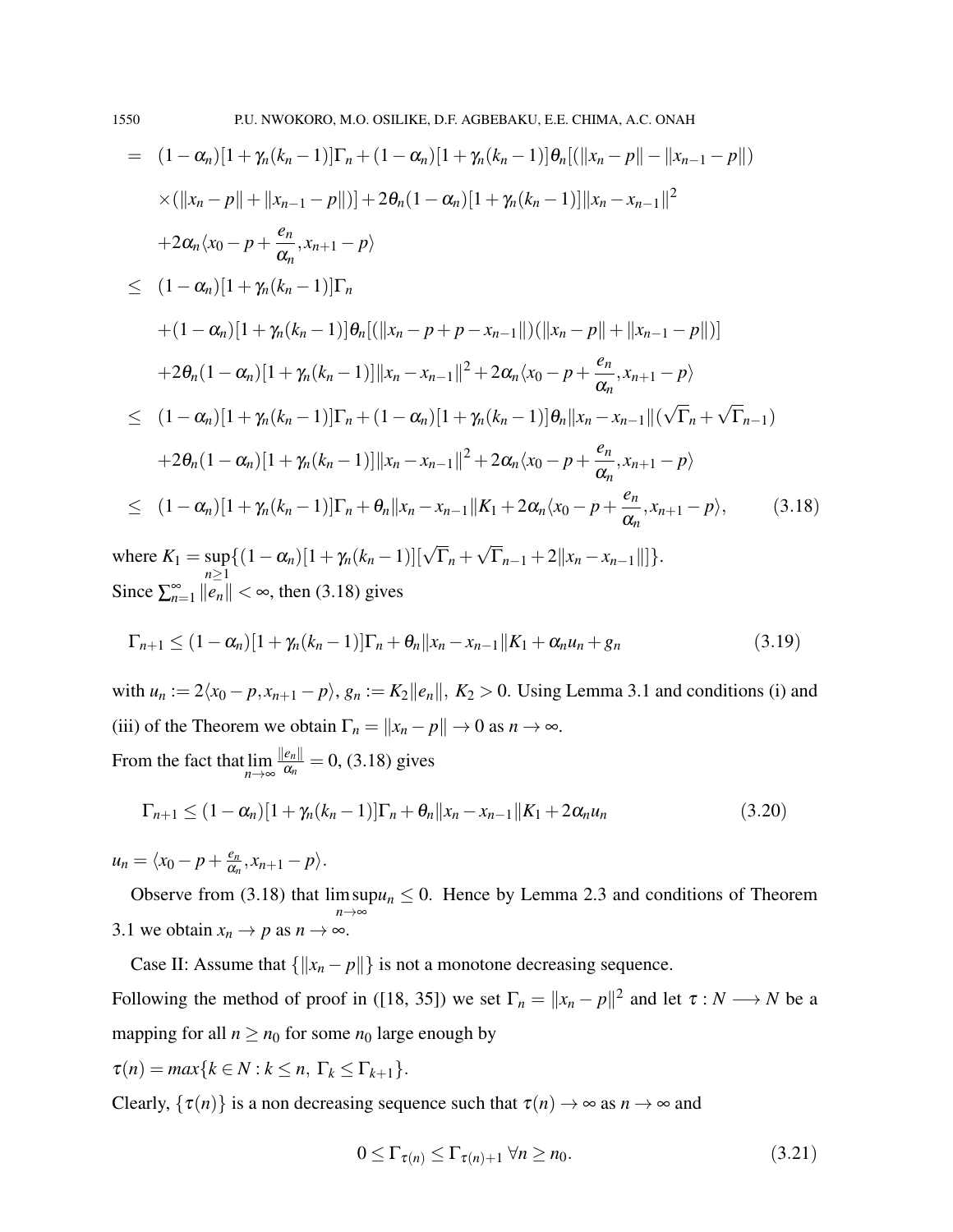$$
\begin{aligned}
&= (1-\alpha_n)[1+\gamma_n(k_n-1)]\Gamma_n + (1-\alpha_n)[1+\gamma_n(k_n-1)]\theta_n[(\|x_n-p\| - \|x_{n-1}-p\|) \\
&\quad \times(\|x_n-p\| + \|x_{n-1}-p\|)] + 2\theta_n(1-\alpha_n)[1+\gamma_n(k_n-1)]\|x_n - x_{n-1}\|^2 \\
&\quad + 2\alpha_n\langle x_0 - p + \frac{e_n}{\alpha_n}, x_{n+1}-p\rangle \\
&\leq (1-\alpha_n)[1+\gamma_n(k_n-1)]\Gamma_n \\
&\quad + (1-\alpha_n)[1+\gamma_n(k_n-1)]\theta_n[(\|x_n - p + p - x_{n-1}\|)(\|x_n-p\| + \|x_{n-1}-p\|)] \\
&\quad + 2\theta_n(1-\alpha_n)[1+\gamma_n(k_n-1)]\|x_n - x_{n-1}\|^2 + 2\alpha_n\langle x_0 - p + \frac{e_n}{\alpha_n}, x_{n+1}-p\rangle \\
&\leq (1-\alpha_n)[1+\gamma_n(k_n-1)]\Gamma_n + (1-\alpha_n)[1+\gamma_n(k_n-1)]\theta_n\|x_n - x_{n-1}\|(\sqrt{\Gamma}_n + \sqrt{\Gamma}_{n-1}) \\
&\quad + 2\theta_n(1-\alpha_n)[1+\gamma_n(k_n-1)]\|x_n - x_{n-1}\|^2 + 2\alpha_n\langle x_0 - p + \frac{e_n}{\alpha_n}, x_{n+1}-p\rangle \\
&\leq (1-\alpha_n)[1+\gamma_n(k_n-1)]\Gamma_n + \theta_n\|x_n - x_{n-1}\|K_1 + 2\alpha_n\langle x_0 - p + \frac{e_n}{\alpha_n}, x_{n+1}-p\rangle, \qquad (3.18)
\end{aligned}
$$

where $K_1 = \sup_{n\geq 1}\{(1-\alpha_n)[1+\gamma_n(k_n-1)][\sqrt{\Gamma}_n + \sqrt{\Gamma}_{n-1} + 2\|x_n - x_{n-1}\|]\}$.
Since $\sum_{n=1}^{\infty}\|e_n\| < \infty$, then (3.18) gives

$$
\Gamma_{n+1} \leq (1-\alpha_n)[1+\gamma_n(k_n-1)]\Gamma_n + \theta_n\|x_n - x_{n-1}\|K_1 + \alpha_n u_n + g_n \qquad (3.19)
$$

with $u_n := 2\langle x_0 - p, x_{n+1} - p\rangle$, $g_n := K_2\|e_n\|$, $K_2 > 0$. Using Lemma 3.1 and conditions (i) and (iii) of the Theorem we obtain $\Gamma_n = \|x_n - p\| \to 0$ as $n \to \infty$.
From the fact that $\lim_{n\to\infty}\frac{\|e_n\|}{\alpha_n} = 0$, (3.18) gives

$$
\Gamma_{n+1} \leq (1-\alpha_n)[1+\gamma_n(k_n-1)]\Gamma_n + \theta_n\|x_n - x_{n-1}\|K_1 + 2\alpha_n u_n \qquad (3.20)
$$

$u_n = \langle x_0 - p + \frac{e_n}{\alpha_n}, x_{n+1} - p\rangle$.

Observe from (3.18) that $\limsup_{n\to\infty} u_n \leq 0$. Hence by Lemma 2.3 and conditions of Theorem 3.1 we obtain $x_n \to p$ as $n \to \infty$.

Case II: Assume that $\{\|x_n - p\|\}$ is not a monotone decreasing sequence.
Following the method of proof in ([18, 35]) we set $\Gamma_n = \|x_n - p\|^2$ and let $\tau : N \longrightarrow N$ be a mapping for all $n \geq n_0$ for some $n_0$ large enough by

$\tau(n) = max\{k \in N : k \leq n,\ \Gamma_k \leq \Gamma_{k+1}\}$.

Clearly, $\{\tau(n)\}$ is a non decreasing sequence such that $\tau(n) \to \infty$ as $n \to \infty$ and

$$
0 \leq \Gamma_{\tau(n)} \leq \Gamma_{\tau(n)+1}\ \forall n \geq n_0. \qquad (3.21)
$$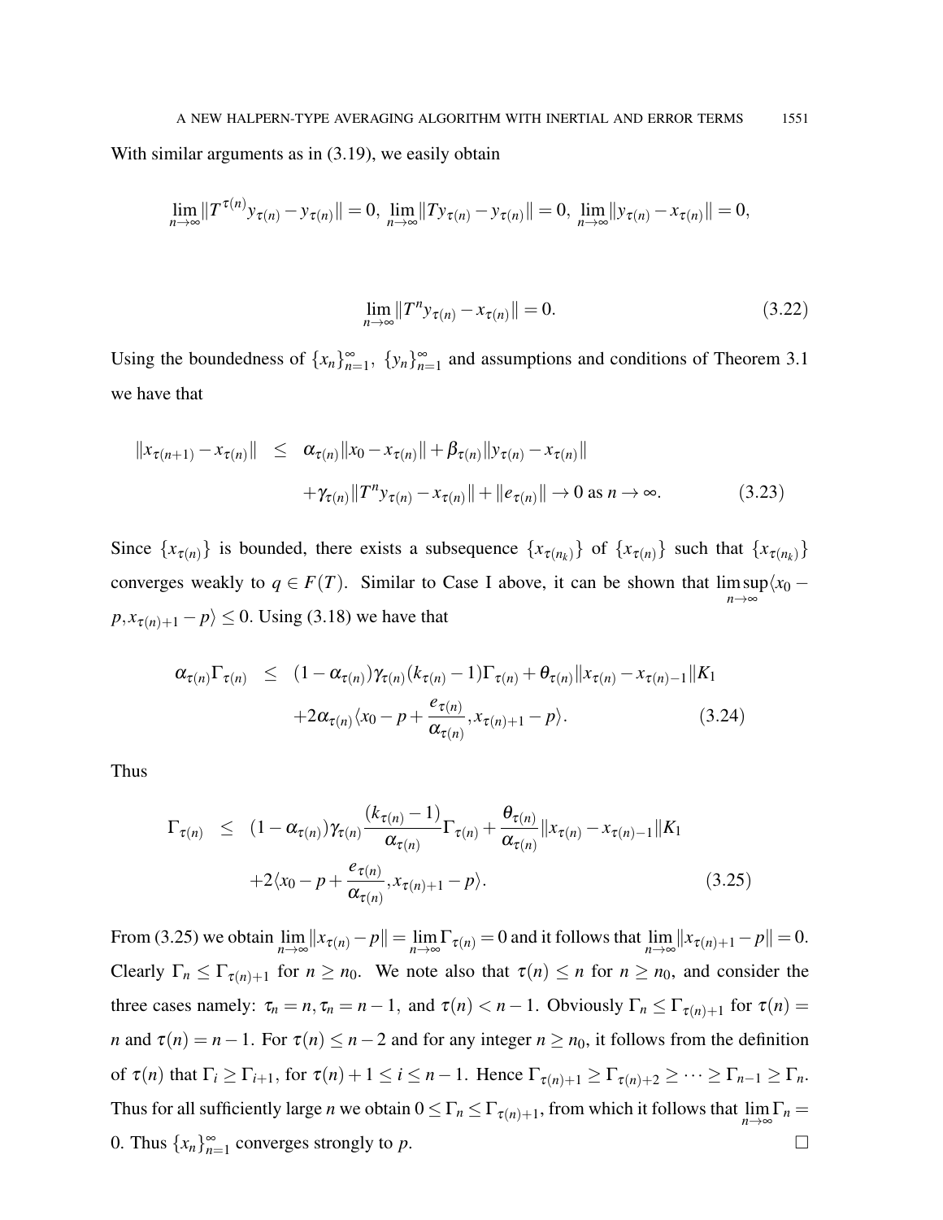With similar arguments as in (3.19), we easily obtain

$$\lim_{n\to\infty}\|T^{\tau(n)}y_{\tau(n)} - y_{\tau(n)}\| = 0,\ \lim_{n\to\infty}\|Ty_{\tau(n)} - y_{\tau(n)}\| = 0,\ \lim_{n\to\infty}\|y_{\tau(n)} - x_{\tau(n)}\| = 0,$$

$$\lim_{n\to\infty}\|T^n y_{\tau(n)} - x_{\tau(n)}\| = 0. \tag{3.22}$$

Using the boundedness of $\{x_n\}_{n=1}^{\infty}$, $\{y_n\}_{n=1}^{\infty}$ and assumptions and conditions of Theorem 3.1 we have that

$$\begin{aligned}\|x_{\tau(n+1)} - x_{\tau(n)}\| &\leq \alpha_{\tau(n)}\|x_0 - x_{\tau(n)}\| + \beta_{\tau(n)}\|y_{\tau(n)} - x_{\tau(n)}\| \\ &\quad + \gamma_{\tau(n)}\|T^n y_{\tau(n)} - x_{\tau(n)}\| + \|e_{\tau(n)}\| \to 0 \text{ as } n\to\infty. \end{aligned}\tag{3.23}$$

Since $\{x_{\tau(n)}\}$ is bounded, there exists a subsequence $\{x_{\tau(n_k)}\}$ of $\{x_{\tau(n)}\}$ such that $\{x_{\tau(n_k)}\}$ converges weakly to $q \in F(T)$. Similar to Case I above, it can be shown that $\limsup_{n\to\infty}\langle x_0 - p, x_{\tau(n)+1} - p\rangle \leq 0$. Using (3.18) we have that

$$\begin{aligned}\alpha_{\tau(n)}\Gamma_{\tau(n)} &\leq (1-\alpha_{\tau(n)})\gamma_{\tau(n)}(k_{\tau(n)}-1)\Gamma_{\tau(n)} + \theta_{\tau(n)}\|x_{\tau(n)} - x_{\tau(n)-1}\|K_1 \\ &\quad + 2\alpha_{\tau(n)}\langle x_0 - p + \frac{e_{\tau(n)}}{\alpha_{\tau(n)}}, x_{\tau(n)+1} - p\rangle. \end{aligned}\tag{3.24}$$

Thus

$$\begin{aligned}\Gamma_{\tau(n)} &\leq (1-\alpha_{\tau(n)})\gamma_{\tau(n)}\frac{(k_{\tau(n)}-1)}{\alpha_{\tau(n)}}\Gamma_{\tau(n)} + \frac{\theta_{\tau(n)}}{\alpha_{\tau(n)}}\|x_{\tau(n)} - x_{\tau(n)-1}\|K_1 \\ &\quad + 2\langle x_0 - p + \frac{e_{\tau(n)}}{\alpha_{\tau(n)}}, x_{\tau(n)+1} - p\rangle. \end{aligned}\tag{3.25}$$

From (3.25) we obtain $\lim_{n\to\infty}\|x_{\tau(n)} - p\| = \lim_{n\to\infty}\Gamma_{\tau(n)} = 0$ and it follows that $\lim_{n\to\infty}\|x_{\tau(n)+1} - p\| = 0$. Clearly $\Gamma_n \leq \Gamma_{\tau(n)+1}$ for $n \geq n_0$. We note also that $\tau(n) \leq n$ for $n \geq n_0$, and consider the three cases namely: $\tau_n = n, \tau_n = n-1$, and $\tau(n) < n-1$. Obviously $\Gamma_n \leq \Gamma_{\tau(n)+1}$ for $\tau(n) = n$ and $\tau(n) = n-1$. For $\tau(n) \leq n-2$ and for any integer $n \geq n_0$, it follows from the definition of $\tau(n)$ that $\Gamma_i \geq \Gamma_{i+1}$, for $\tau(n)+1 \leq i \leq n-1$. Hence $\Gamma_{\tau(n)+1} \geq \Gamma_{\tau(n)+2} \geq \cdots \geq \Gamma_{n-1} \geq \Gamma_n$. Thus for all sufficiently large $n$ we obtain $0 \leq \Gamma_n \leq \Gamma_{\tau(n)+1}$, from which it follows that $\lim_{n\to\infty}\Gamma_n = 0$. Thus $\{x_n\}_{n=1}^{\infty}$ converges strongly to $p$. □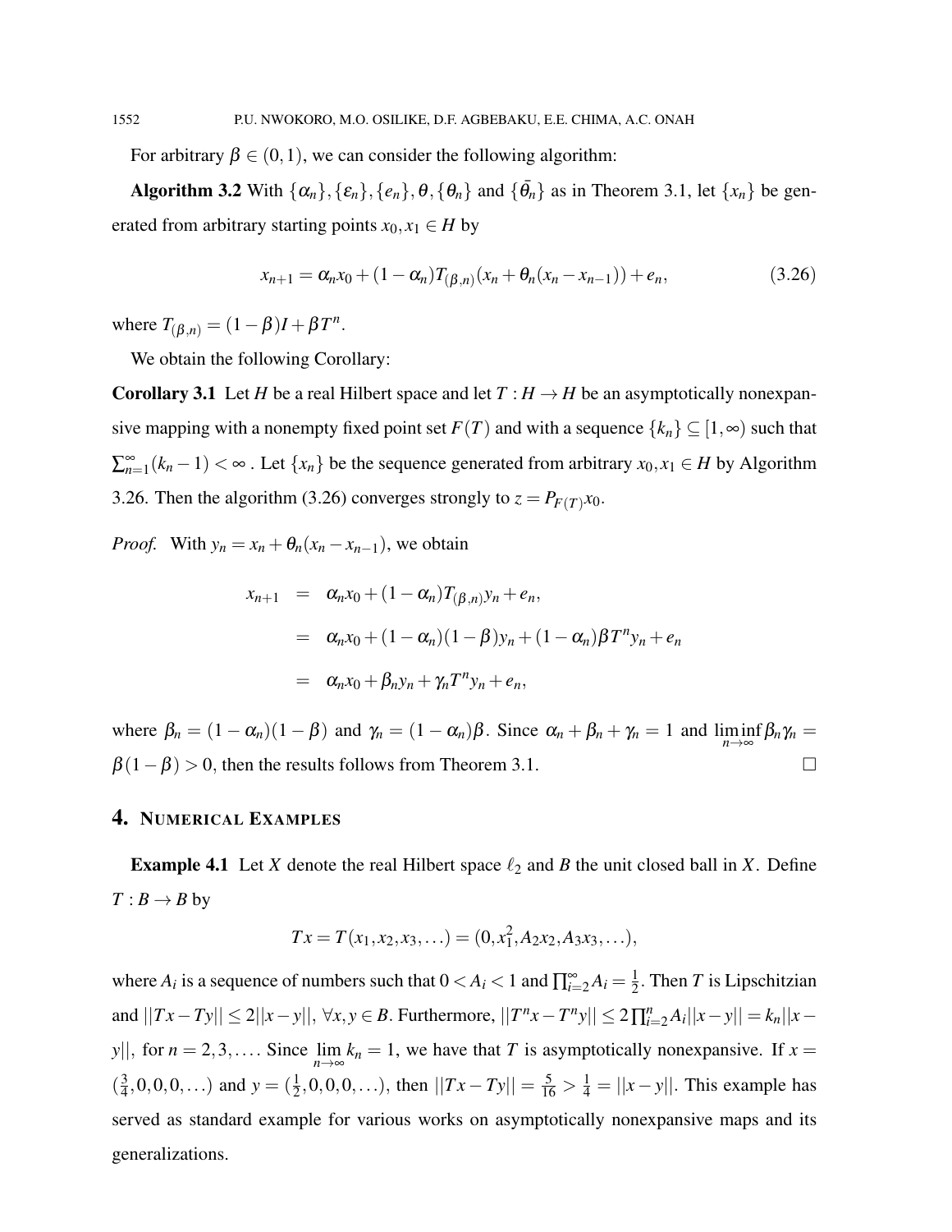For arbitrary $\beta \in (0,1)$, we can consider the following algorithm:

**Algorithm 3.2** With $\{\alpha_n\}, \{\varepsilon_n\}, \{e_n\}, \theta, \{\theta_n\}$ and $\{\bar{\theta}_n\}$ as in Theorem 3.1, let $\{x_n\}$ be generated from arbitrary starting points $x_0, x_1 \in H$ by

$$x_{n+1} = \alpha_n x_0 + (1-\alpha_n) T_{(\beta,n)}(x_n + \theta_n(x_n - x_{n-1})) + e_n, \tag{3.26}$$

where $T_{(\beta,n)} = (1-\beta)I + \beta T^n$.

We obtain the following Corollary:

**Corollary 3.1** Let $H$ be a real Hilbert space and let $T : H \to H$ be an asymptotically nonexpansive mapping with a nonempty fixed point set $F(T)$ and with a sequence $\{k_n\} \subseteq [1,\infty)$ such that $\sum_{n=1}^{\infty}(k_n - 1) < \infty$ . Let $\{x_n\}$ be the sequence generated from arbitrary $x_0, x_1 \in H$ by Algorithm 3.26. Then the algorithm (3.26) converges strongly to $z = P_{F(T)}x_0$.

*Proof.* With $y_n = x_n + \theta_n(x_n - x_{n-1})$, we obtain

$$\begin{aligned}
x_{n+1} &= \alpha_n x_0 + (1-\alpha_n) T_{(\beta,n)} y_n + e_n, \\
&= \alpha_n x_0 + (1-\alpha_n)(1-\beta) y_n + (1-\alpha_n)\beta T^n y_n + e_n \\
&= \alpha_n x_0 + \beta_n y_n + \gamma_n T^n y_n + e_n,
\end{aligned}$$

where $\beta_n = (1-\alpha_n)(1-\beta)$ and $\gamma_n = (1-\alpha_n)\beta$. Since $\alpha_n + \beta_n + \gamma_n = 1$ and $\liminf_{n\to\infty} \beta_n \gamma_n = \beta(1-\beta) > 0$, then the results follows from Theorem 3.1. $\square$

## 4. Numerical Examples

**Example 4.1** Let $X$ denote the real Hilbert space $\ell_2$ and $B$ the unit closed ball in $X$. Define $T : B \to B$ by

$$Tx = T(x_1, x_2, x_3, \ldots) = (0, x_1^2, A_2 x_2, A_3 x_3, \ldots),$$

where $A_i$ is a sequence of numbers such that $0 < A_i < 1$ and $\prod_{i=2}^{\infty} A_i = \frac{1}{2}$. Then $T$ is Lipschitzian and $||Tx - Ty|| \leq 2||x - y||$, $\forall x, y \in B$. Furthermore, $||T^n x - T^n y|| \leq 2\prod_{i=2}^{n} A_i ||x - y|| = k_n ||x - y||$, for $n = 2, 3, \ldots$. Since $\lim_{n\to\infty} k_n = 1$, we have that $T$ is asymptotically nonexpansive. If $x = (\frac{3}{4}, 0, 0, 0, \ldots)$ and $y = (\frac{1}{2}, 0, 0, 0, \ldots)$, then $||Tx - Ty|| = \frac{5}{16} > \frac{1}{4} = ||x - y||$. This example has served as standard example for various works on asymptotically nonexpansive maps and its generalizations.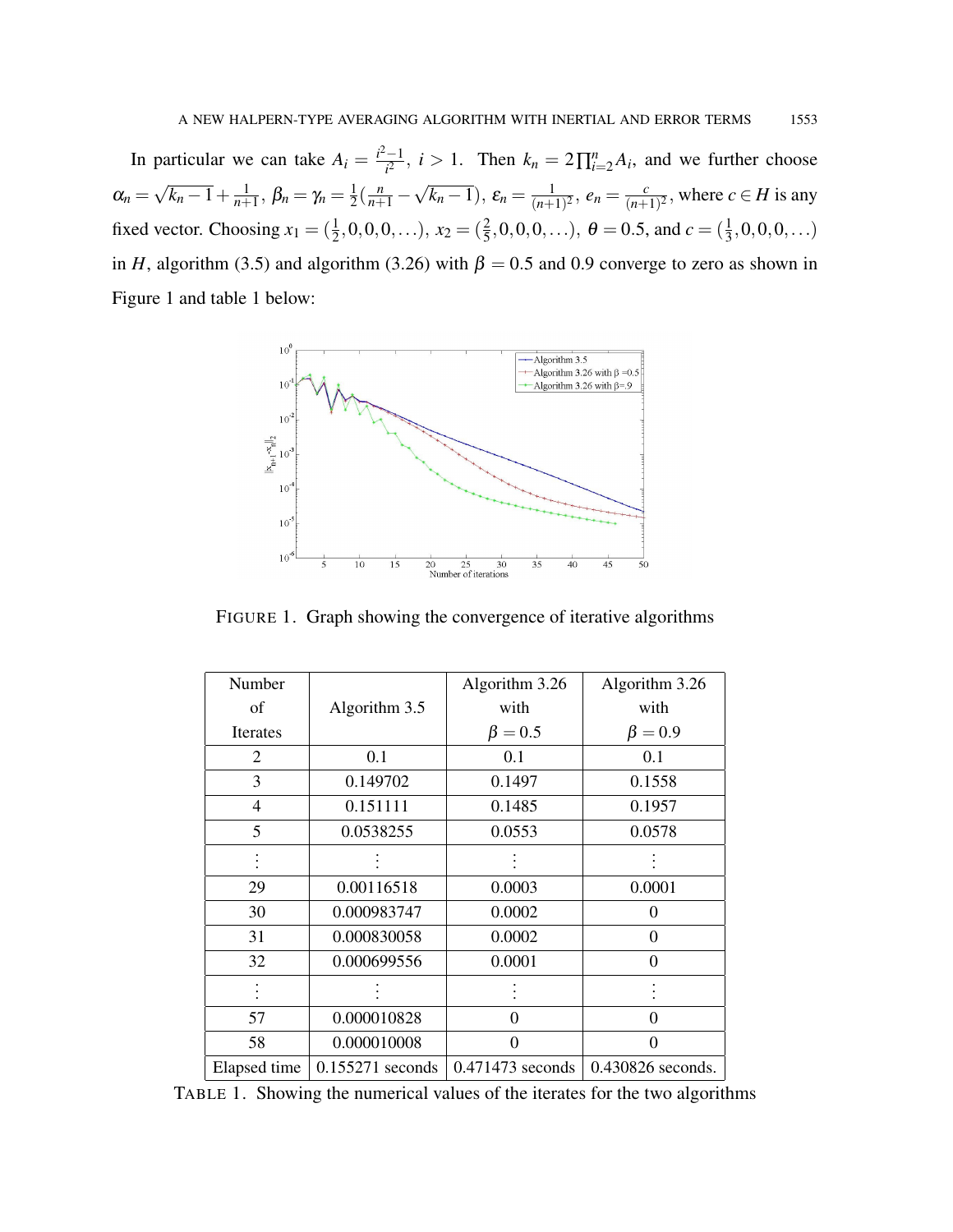In particular we can take $A_i = \frac{i^2-1}{i^2}$, $i > 1$. Then $k_n = 2\prod_{i=2}^{n} A_i$, and we further choose $\alpha_n = \sqrt{k_n - 1} + \frac{1}{n+1}$, $\beta_n = \gamma_n = \frac{1}{2}(\frac{n}{n+1} - \sqrt{k_n - 1})$, $\varepsilon_n = \frac{1}{(n+1)^2}$, $e_n = \frac{c}{(n+1)^2}$, where $c \in H$ is any fixed vector. Choosing $x_1 = (\frac{1}{2}, 0, 0, 0, \ldots)$, $x_2 = (\frac{2}{5}, 0, 0, 0, \ldots)$, $\theta = 0.5$, and $c = (\frac{1}{3}, 0, 0, 0, \ldots)$ in $H$, algorithm (3.5) and algorithm (3.26) with $\beta = 0.5$ and 0.9 converge to zero as shown in Figure 1 and table 1 below:

FIGURE 1. Graph showing the convergence of iterative algorithms

| Number of Iterates | Algorithm 3.5 | Algorithm 3.26 with $\beta = 0.5$ | Algorithm 3.26 with $\beta = 0.9$ |
|---|---|---|---|
| 2 | 0.1 | 0.1 | 0.1 |
| 3 | 0.149702 | 0.1497 | 0.1558 |
| 4 | 0.151111 | 0.1485 | 0.1957 |
| 5 | 0.0538255 | 0.0553 | 0.0578 |
| ⋮ | ⋮ | ⋮ | ⋮ |
| 29 | 0.00116518 | 0.0003 | 0.0001 |
| 30 | 0.000983747 | 0.0002 | 0 |
| 31 | 0.000830058 | 0.0002 | 0 |
| 32 | 0.000699556 | 0.0001 | 0 |
| ⋮ | ⋮ | ⋮ | ⋮ |
| 57 | 0.000010828 | 0 | 0 |
| 58 | 0.000010008 | 0 | 0 |
| Elapsed time | 0.155271 seconds | 0.471473 seconds | 0.430826 seconds. |

TABLE 1. Showing the numerical values of the iterates for the two algorithms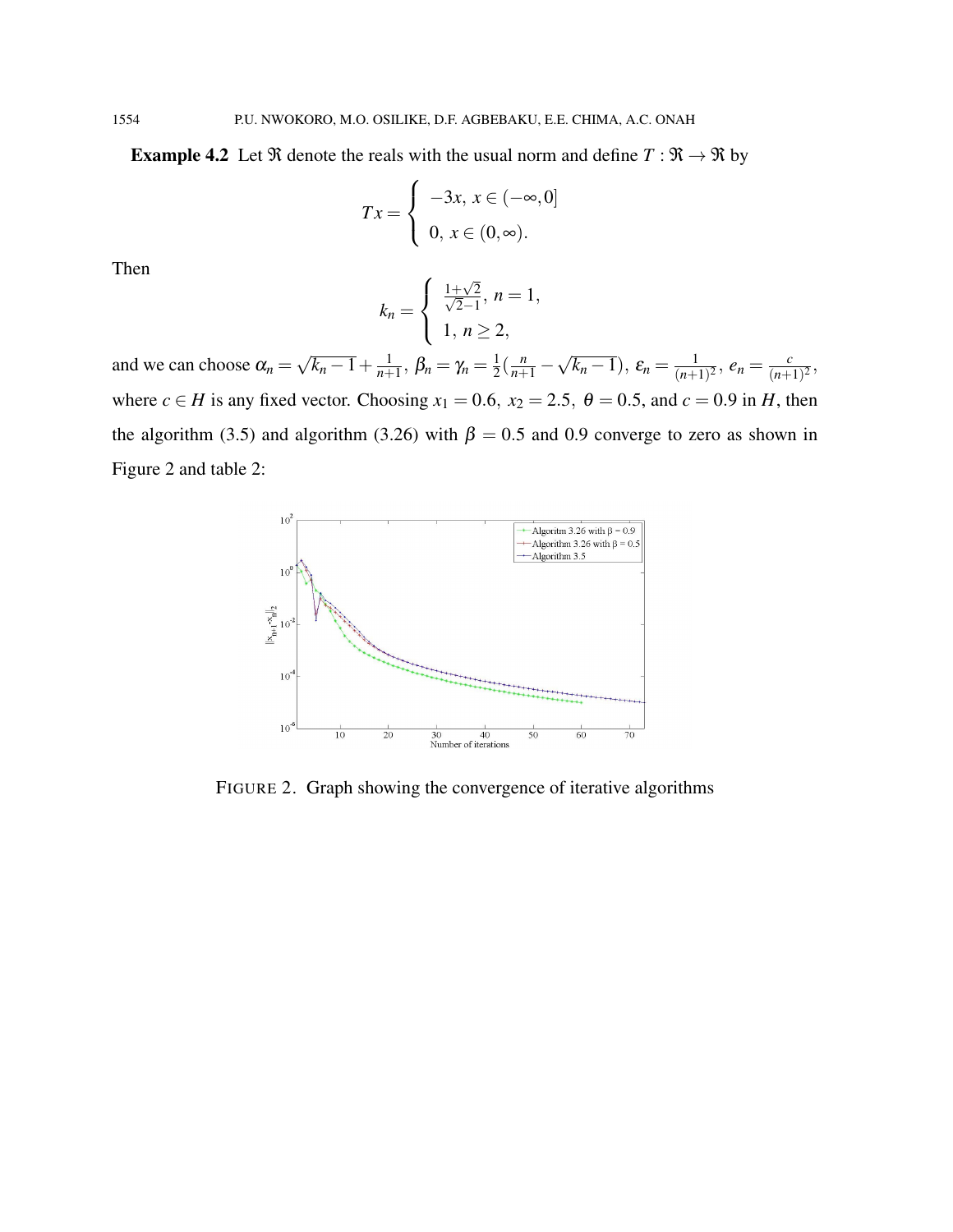**Example 4.2** Let $\Re$ denote the reals with the usual norm and define $T : \Re \to \Re$ by

$$Tx = \begin{cases} -3x, \ x \in (-\infty, 0] \\ 0, \ x \in (0, \infty). \end{cases}$$

Then

$$k_n = \begin{cases} \frac{1+\sqrt{2}}{\sqrt{2}-1}, \ n = 1, \\ 1, \ n \geq 2, \end{cases}$$

and we can choose $\alpha_n = \sqrt{k_n - 1} + \frac{1}{n+1}$, $\beta_n = \gamma_n = \frac{1}{2}(\frac{n}{n+1} - \sqrt{k_n - 1})$, $\varepsilon_n = \frac{1}{(n+1)^2}$, $e_n = \frac{c}{(n+1)^2}$, where $c \in H$ is any fixed vector. Choosing $x_1 = 0.6$, $x_2 = 2.5$, $\theta = 0.5$, and $c = 0.9$ in $H$, then the algorithm (3.5) and algorithm (3.26) with $\beta = 0.5$ and 0.9 converge to zero as shown in Figure 2 and table 2:

FIGURE 2. Graph showing the convergence of iterative algorithms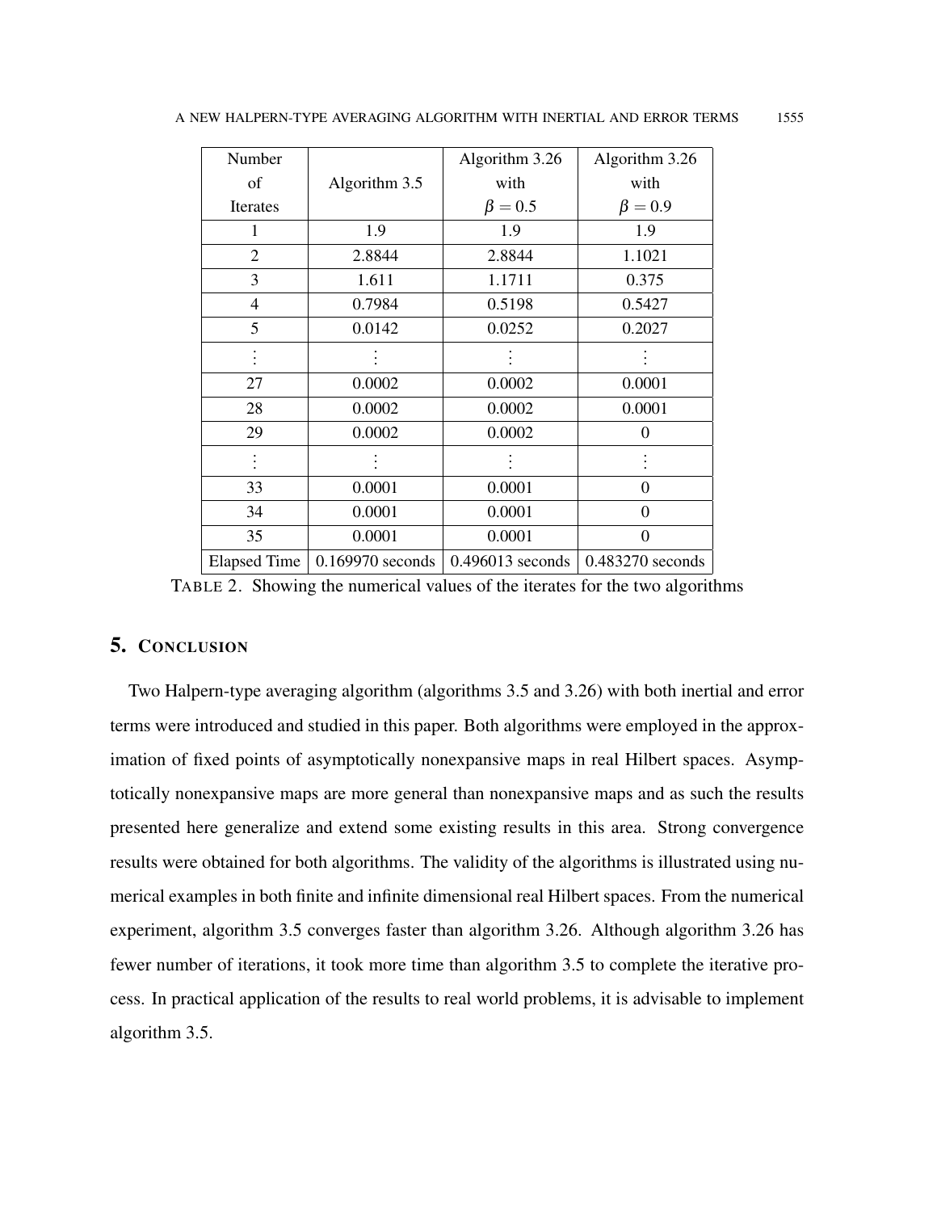| Number of Iterates | Algorithm 3.5 | Algorithm 3.26 with $\beta = 0.5$ | Algorithm 3.26 with $\beta = 0.9$ |
|---|---|---|---|
| 1 | 1.9 | 1.9 | 1.9 |
| 2 | 2.8844 | 2.8844 | 1.1021 |
| 3 | 1.611 | 1.1711 | 0.375 |
| 4 | 0.7984 | 0.5198 | 0.5427 |
| 5 | 0.0142 | 0.0252 | 0.2027 |
| $\vdots$ | $\vdots$ | $\vdots$ | $\vdots$ |
| 27 | 0.0002 | 0.0002 | 0.0001 |
| 28 | 0.0002 | 0.0002 | 0.0001 |
| 29 | 0.0002 | 0.0002 | 0 |
| $\vdots$ | $\vdots$ | $\vdots$ | $\vdots$ |
| 33 | 0.0001 | 0.0001 | 0 |
| 34 | 0.0001 | 0.0001 | 0 |
| 35 | 0.0001 | 0.0001 | 0 |
| Elapsed Time | 0.169970 seconds | 0.496013 seconds | 0.483270 seconds |

TABLE 2. Showing the numerical values of the iterates for the two algorithms

## 5. CONCLUSION

Two Halpern-type averaging algorithm (algorithms 3.5 and 3.26) with both inertial and error terms were introduced and studied in this paper. Both algorithms were employed in the approximation of fixed points of asymptotically nonexpansive maps in real Hilbert spaces. Asymptotically nonexpansive maps are more general than nonexpansive maps and as such the results presented here generalize and extend some existing results in this area. Strong convergence results were obtained for both algorithms. The validity of the algorithms is illustrated using numerical examples in both finite and infinite dimensional real Hilbert spaces. From the numerical experiment, algorithm 3.5 converges faster than algorithm 3.26. Although algorithm 3.26 has fewer number of iterations, it took more time than algorithm 3.5 to complete the iterative process. In practical application of the results to real world problems, it is advisable to implement algorithm 3.5.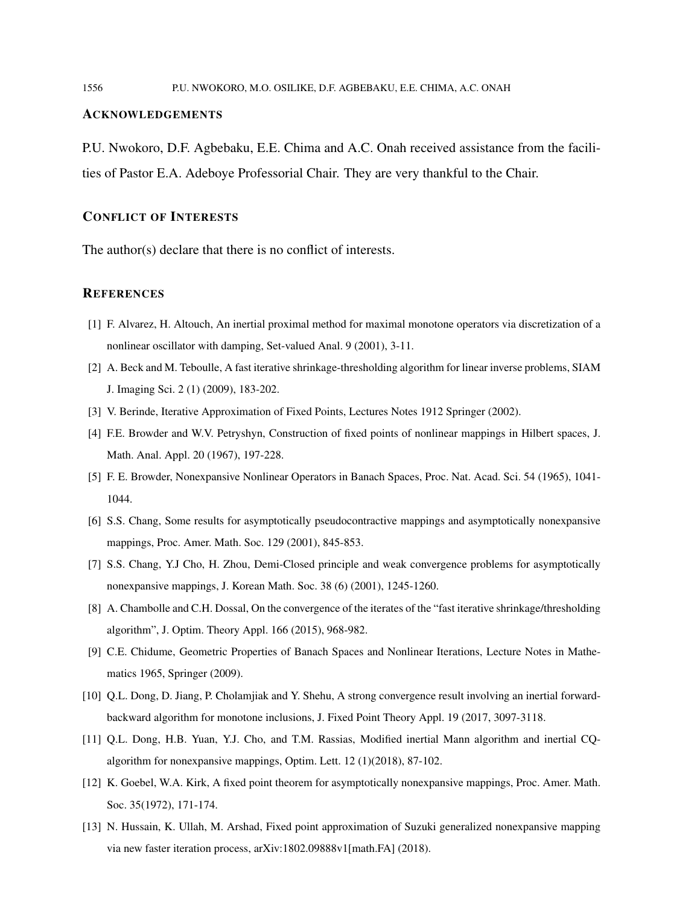## Acknowledgements

P.U. Nwokoro, D.F. Agbebaku, E.E. Chima and A.C. Onah received assistance from the facilities of Pastor E.A. Adeboye Professorial Chair. They are very thankful to the Chair.

## Conflict of Interests

The author(s) declare that there is no conflict of interests.

## References

[1] F. Alvarez, H. Altouch, An inertial proximal method for maximal monotone operators via discretization of a nonlinear oscillator with damping, Set-valued Anal. 9 (2001), 3-11.

[2] A. Beck and M. Teboulle, A fast iterative shrinkage-thresholding algorithm for linear inverse problems, SIAM J. Imaging Sci. 2 (1) (2009), 183-202.

[3] V. Berinde, Iterative Approximation of Fixed Points, Lectures Notes 1912 Springer (2002).

[4] F.E. Browder and W.V. Petryshyn, Construction of fixed points of nonlinear mappings in Hilbert spaces, J. Math. Anal. Appl. 20 (1967), 197-228.

[5] F. E. Browder, Nonexpansive Nonlinear Operators in Banach Spaces, Proc. Nat. Acad. Sci. 54 (1965), 1041-1044.

[6] S.S. Chang, Some results for asymptotically pseudocontractive mappings and asymptotically nonexpansive mappings, Proc. Amer. Math. Soc. 129 (2001), 845-853.

[7] S.S. Chang, Y.J Cho, H. Zhou, Demi-Closed principle and weak convergence problems for asymptotically nonexpansive mappings, J. Korean Math. Soc. 38 (6) (2001), 1245-1260.

[8] A. Chambolle and C.H. Dossal, On the convergence of the iterates of the "fast iterative shrinkage/thresholding algorithm", J. Optim. Theory Appl. 166 (2015), 968-982.

[9] C.E. Chidume, Geometric Properties of Banach Spaces and Nonlinear Iterations, Lecture Notes in Mathematics 1965, Springer (2009).

[10] Q.L. Dong, D. Jiang, P. Cholamjiak and Y. Shehu, A strong convergence result involving an inertial forward-backward algorithm for monotone inclusions, J. Fixed Point Theory Appl. 19 (2017, 3097-3118.

[11] Q.L. Dong, H.B. Yuan, Y.J. Cho, and T.M. Rassias, Modified inertial Mann algorithm and inertial CQ-algorithm for nonexpansive mappings, Optim. Lett. 12 (1)(2018), 87-102.

[12] K. Goebel, W.A. Kirk, A fixed point theorem for asymptotically nonexpansive mappings, Proc. Amer. Math. Soc. 35(1972), 171-174.

[13] N. Hussain, K. Ullah, M. Arshad, Fixed point approximation of Suzuki generalized nonexpansive mapping via new faster iteration process, arXiv:1802.09888v1[math.FA] (2018).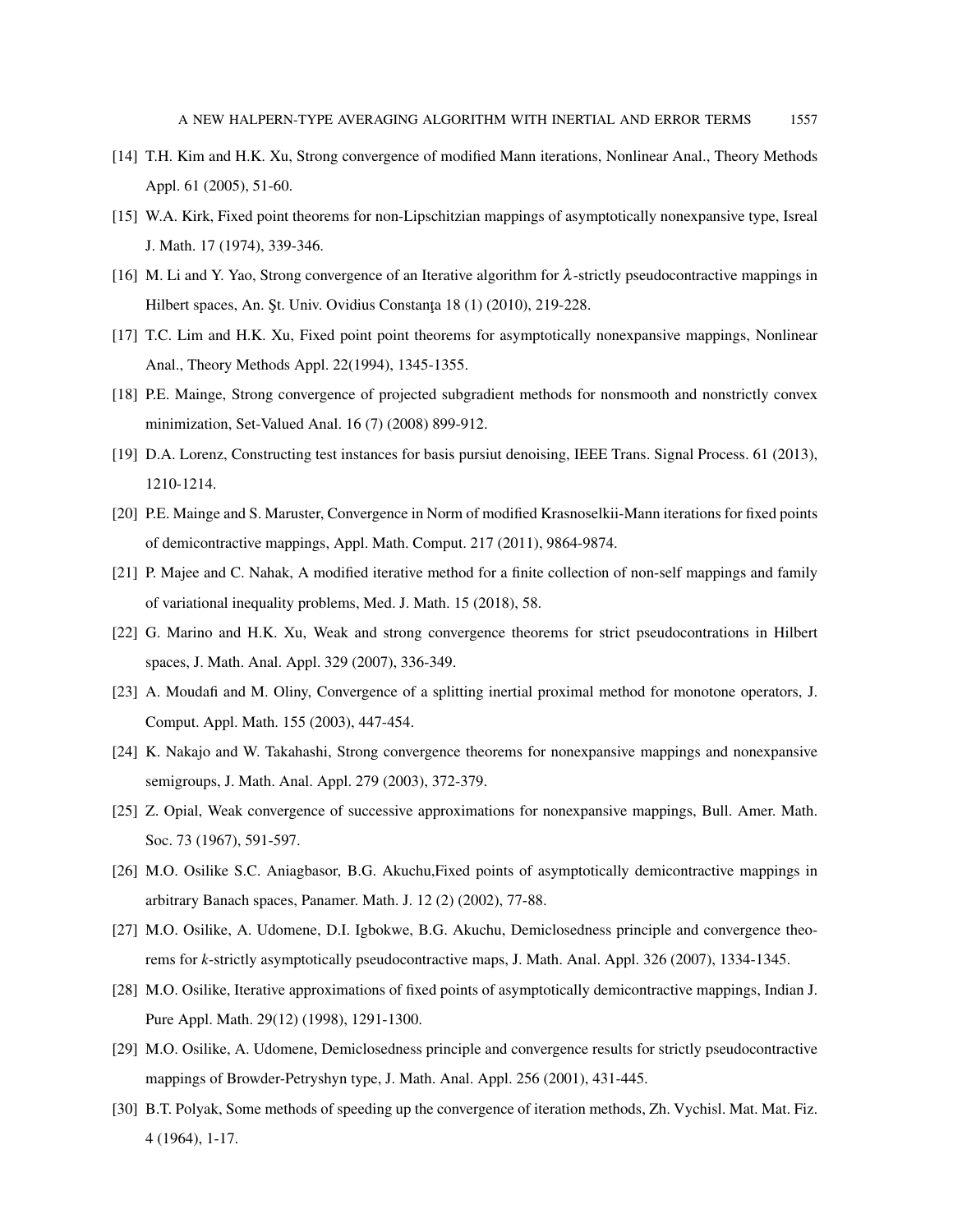[14] T.H. Kim and H.K. Xu, Strong convergence of modified Mann iterations, Nonlinear Anal., Theory Methods Appl. 61 (2005), 51-60.

[15] W.A. Kirk, Fixed point theorems for non-Lipschitzian mappings of asymptotically nonexpansive type, Isreal J. Math. 17 (1974), 339-346.

[16] M. Li and Y. Yao, Strong convergence of an Iterative algorithm for $\lambda$-strictly pseudocontractive mappings in Hilbert spaces, An. Şt. Univ. Ovidius Constanţa 18 (1) (2010), 219-228.

[17] T.C. Lim and H.K. Xu, Fixed point point theorems for asymptotically nonexpansive mappings, Nonlinear Anal., Theory Methods Appl. 22(1994), 1345-1355.

[18] P.E. Mainge, Strong convergence of projected subgradient methods for nonsmooth and nonstrictly convex minimization, Set-Valued Anal. 16 (7) (2008) 899-912.

[19] D.A. Lorenz, Constructing test instances for basis pursiut denoising, IEEE Trans. Signal Process. 61 (2013), 1210-1214.

[20] P.E. Mainge and S. Maruster, Convergence in Norm of modified Krasnoselkii-Mann iterations for fixed points of demicontractive mappings, Appl. Math. Comput. 217 (2011), 9864-9874.

[21] P. Majee and C. Nahak, A modified iterative method for a finite collection of non-self mappings and family of variational inequality problems, Med. J. Math. 15 (2018), 58.

[22] G. Marino and H.K. Xu, Weak and strong convergence theorems for strict pseudocontrations in Hilbert spaces, J. Math. Anal. Appl. 329 (2007), 336-349.

[23] A. Moudafi and M. Oliny, Convergence of a splitting inertial proximal method for monotone operators, J. Comput. Appl. Math. 155 (2003), 447-454.

[24] K. Nakajo and W. Takahashi, Strong convergence theorems for nonexpansive mappings and nonexpansive semigroups, J. Math. Anal. Appl. 279 (2003), 372-379.

[25] Z. Opial, Weak convergence of successive approximations for nonexpansive mappings, Bull. Amer. Math. Soc. 73 (1967), 591-597.

[26] M.O. Osilike S.C. Aniagbasor, B.G. Akuchu,Fixed points of asymptotically demicontractive mappings in arbitrary Banach spaces, Panamer. Math. J. 12 (2) (2002), 77-88.

[27] M.O. Osilike, A. Udomene, D.I. Igbokwe, B.G. Akuchu, Demiclosedness principle and convergence theorems for *k*-strictly asymptotically pseudocontractive maps, J. Math. Anal. Appl. 326 (2007), 1334-1345.

[28] M.O. Osilike, Iterative approximations of fixed points of asymptotically demicontractive mappings, Indian J. Pure Appl. Math. 29(12) (1998), 1291-1300.

[29] M.O. Osilike, A. Udomene, Demiclosedness principle and convergence results for strictly pseudocontractive mappings of Browder-Petryshyn type, J. Math. Anal. Appl. 256 (2001), 431-445.

[30] B.T. Polyak, Some methods of speeding up the convergence of iteration methods, Zh. Vychisl. Mat. Mat. Fiz. 4 (1964), 1-17.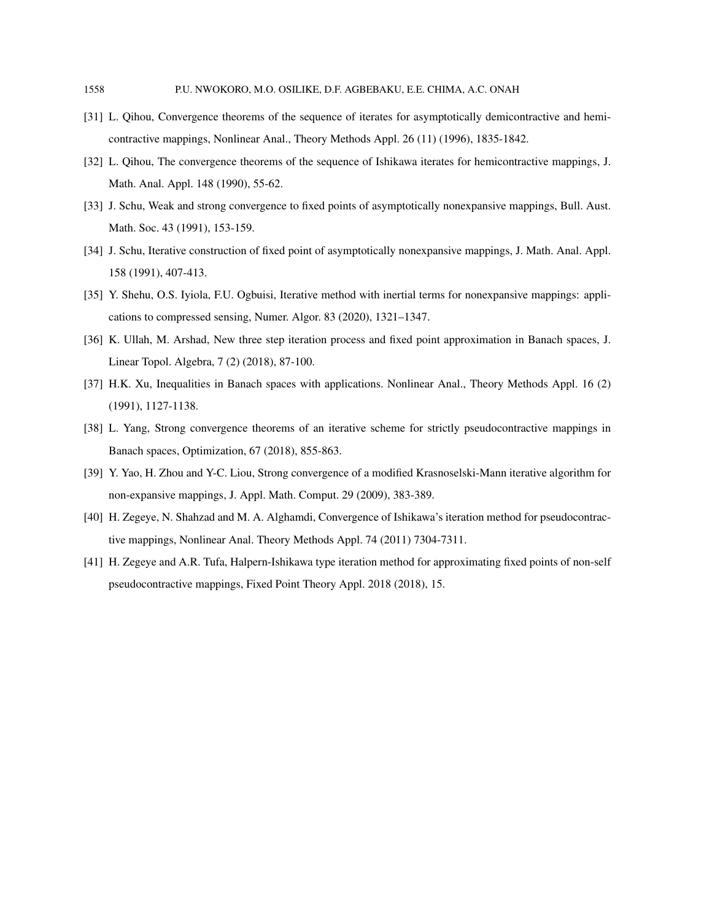[31] L. Qihou, Convergence theorems of the sequence of iterates for asymptotically demicontractive and hemicontractive mappings, Nonlinear Anal., Theory Methods Appl. 26 (11) (1996), 1835-1842.

[32] L. Qihou, The convergence theorems of the sequence of Ishikawa iterates for hemicontractive mappings, J. Math. Anal. Appl. 148 (1990), 55-62.

[33] J. Schu, Weak and strong convergence to fixed points of asymptotically nonexpansive mappings, Bull. Aust. Math. Soc. 43 (1991), 153-159.

[34] J. Schu, Iterative construction of fixed point of asymptotically nonexpansive mappings, J. Math. Anal. Appl. 158 (1991), 407-413.

[35] Y. Shehu, O.S. Iyiola, F.U. Ogbuisi, Iterative method with inertial terms for nonexpansive mappings: applications to compressed sensing, Numer. Algor. 83 (2020), 1321–1347.

[36] K. Ullah, M. Arshad, New three step iteration process and fixed point approximation in Banach spaces, J. Linear Topol. Algebra, 7 (2) (2018), 87-100.

[37] H.K. Xu, Inequalities in Banach spaces with applications. Nonlinear Anal., Theory Methods Appl. 16 (2) (1991), 1127-1138.

[38] L. Yang, Strong convergence theorems of an iterative scheme for strictly pseudocontractive mappings in Banach spaces, Optimization, 67 (2018), 855-863.

[39] Y. Yao, H. Zhou and Y-C. Liou, Strong convergence of a modified Krasnoselski-Mann iterative algorithm for non-expansive mappings, J. Appl. Math. Comput. 29 (2009), 383-389.

[40] H. Zegeye, N. Shahzad and M. A. Alghamdi, Convergence of Ishikawa's iteration method for pseudocontractive mappings, Nonlinear Anal. Theory Methods Appl. 74 (2011) 7304-7311.

[41] H. Zegeye and A.R. Tufa, Halpern-Ishikawa type iteration method for approximating fixed points of non-self pseudocontractive mappings, Fixed Point Theory Appl. 2018 (2018), 15.